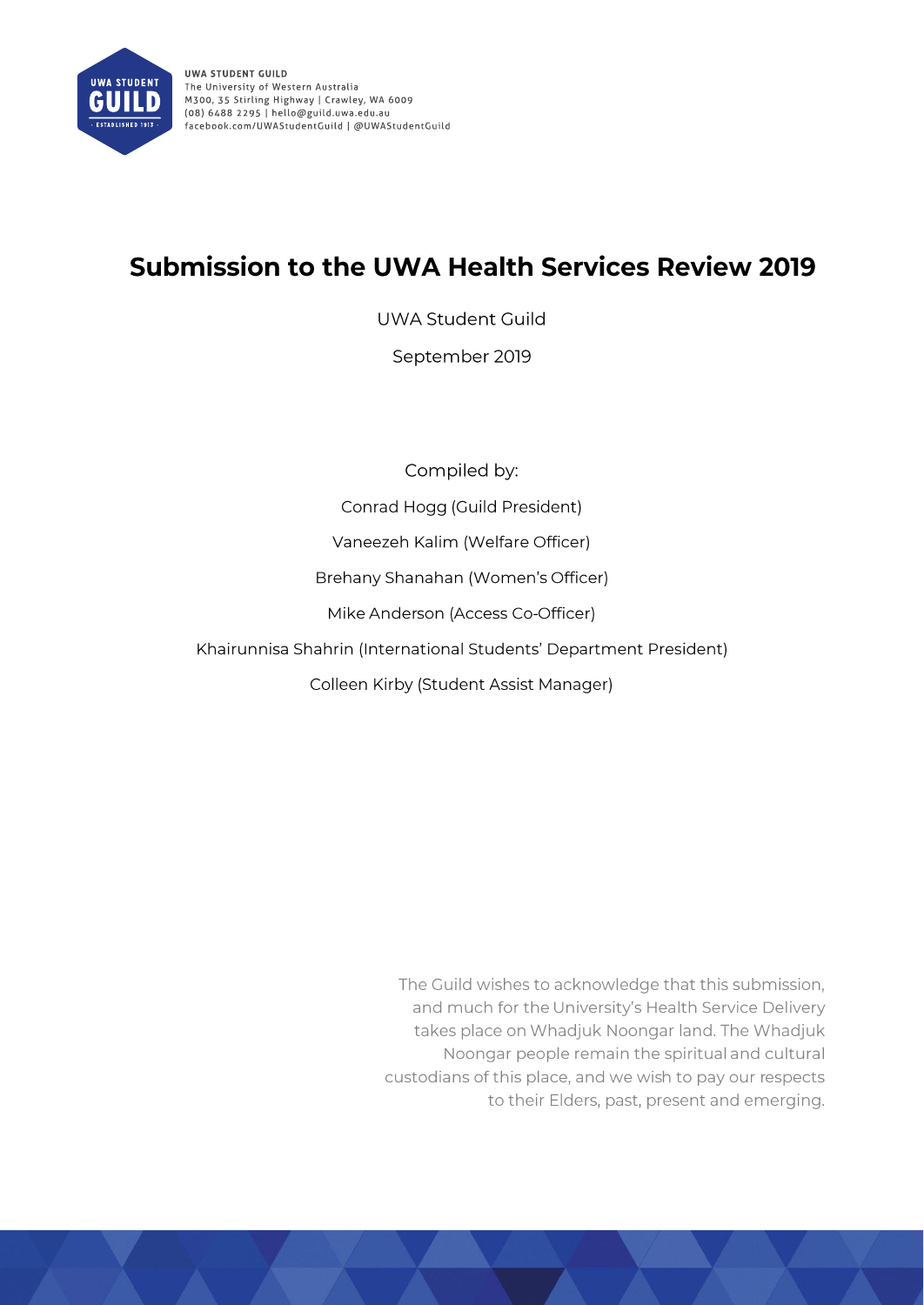UWA STUDENT GUILD
The University of Western Australia
M300, 35 Stirling Highway | Crawley, WA 6009
(08) 6488 2295 | hello@guild.uwa.edu.au
facebook.com/UWAStudentGuild | @UWAStudentGuild

# Submission to the UWA Health Services Review 2019

UWA Student Guild

September 2019

Compiled by:

Conrad Hogg (Guild President)

Vaneezeh Kalim (Welfare Officer)

Brehany Shanahan (Women's Officer)

Mike Anderson (Access Co-Officer)

Khairunnisa Shahrin (International Students' Department President)

Colleen Kirby (Student Assist Manager)

The Guild wishes to acknowledge that this submission, and much for the University's Health Service Delivery takes place on Whadjuk Noongar land. The Whadjuk Noongar people remain the spiritual and cultural custodians of this place, and we wish to pay our respects to their Elders, past, present and emerging.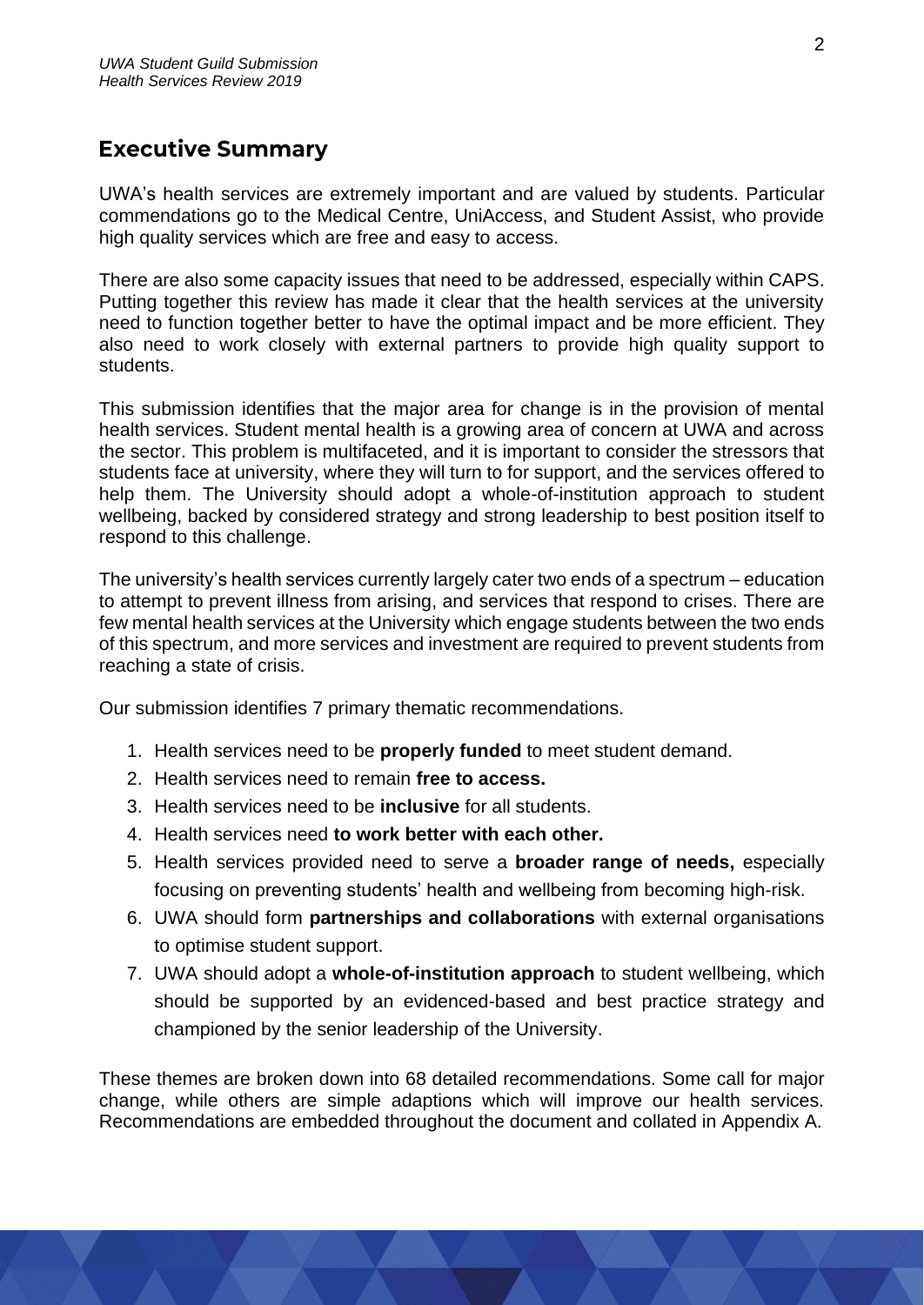## Executive Summary

UWA's health services are extremely important and are valued by students. Particular commendations go to the Medical Centre, UniAccess, and Student Assist, who provide high quality services which are free and easy to access.

There are also some capacity issues that need to be addressed, especially within CAPS. Putting together this review has made it clear that the health services at the university need to function together better to have the optimal impact and be more efficient. They also need to work closely with external partners to provide high quality support to students.

This submission identifies that the major area for change is in the provision of mental health services. Student mental health is a growing area of concern at UWA and across the sector. This problem is multifaceted, and it is important to consider the stressors that students face at university, where they will turn to for support, and the services offered to help them. The University should adopt a whole-of-institution approach to student wellbeing, backed by considered strategy and strong leadership to best position itself to respond to this challenge.

The university's health services currently largely cater two ends of a spectrum – education to attempt to prevent illness from arising, and services that respond to crises. There are few mental health services at the University which engage students between the two ends of this spectrum, and more services and investment are required to prevent students from reaching a state of crisis.

Our submission identifies 7 primary thematic recommendations.

1. Health services need to be **properly funded** to meet student demand.
2. Health services need to remain **free to access.**
3. Health services need to be **inclusive** for all students.
4. Health services need **to work better with each other.**
5. Health services provided need to serve a **broader range of needs,** especially focusing on preventing students' health and wellbeing from becoming high-risk.
6. UWA should form **partnerships and collaborations** with external organisations to optimise student support.
7. UWA should adopt a **whole-of-institution approach** to student wellbeing, which should be supported by an evidenced-based and best practice strategy and championed by the senior leadership of the University.

These themes are broken down into 68 detailed recommendations. Some call for major change, while others are simple adaptions which will improve our health services. Recommendations are embedded throughout the document and collated in Appendix A.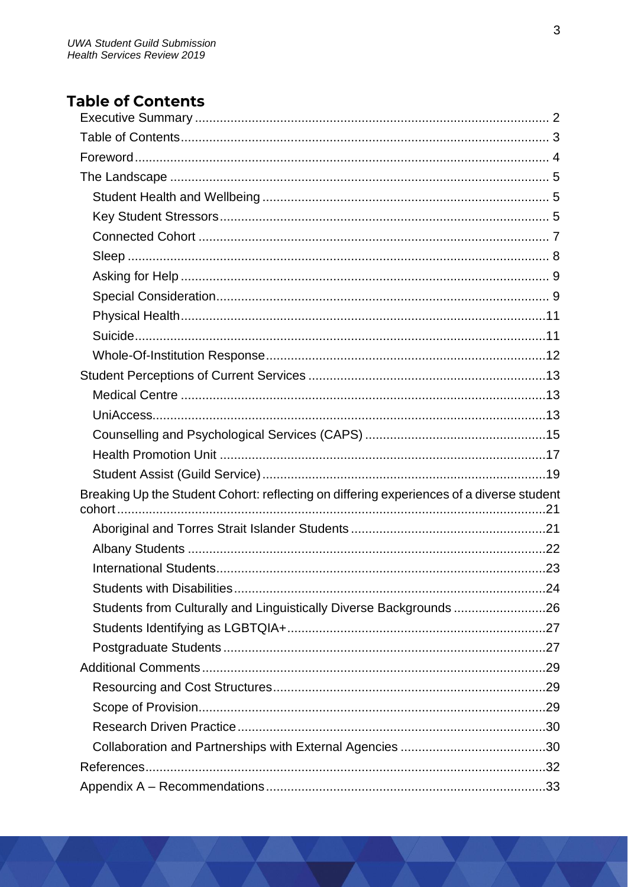## Table of Contents

- Executive Summary .......... 2
- Table of Contents .......... 3
- Foreword .......... 4
- The Landscape .......... 5
  - Student Health and Wellbeing .......... 5
  - Key Student Stressors .......... 5
  - Connected Cohort .......... 7
  - Sleep .......... 8
  - Asking for Help .......... 9
  - Special Consideration .......... 9
  - Physical Health .......... 11
  - Suicide .......... 11
  - Whole-Of-Institution Response .......... 12
- Student Perceptions of Current Services .......... 13
  - Medical Centre .......... 13
  - UniAccess .......... 13
  - Counselling and Psychological Services (CAPS) .......... 15
  - Health Promotion Unit .......... 17
  - Student Assist (Guild Service) .......... 19
- Breaking Up the Student Cohort: reflecting on differing experiences of a diverse student cohort .......... 21
  - Aboriginal and Torres Strait Islander Students .......... 21
  - Albany Students .......... 22
  - International Students .......... 23
  - Students with Disabilities .......... 24
  - Students from Culturally and Linguistically Diverse Backgrounds .......... 26
  - Students Identifying as LGBTQIA+ .......... 27
  - Postgraduate Students .......... 27
- Additional Comments .......... 29
  - Resourcing and Cost Structures .......... 29
  - Scope of Provision .......... 29
  - Research Driven Practice .......... 30
  - Collaboration and Partnerships with External Agencies .......... 30
- References .......... 32
- Appendix A – Recommendations .......... 33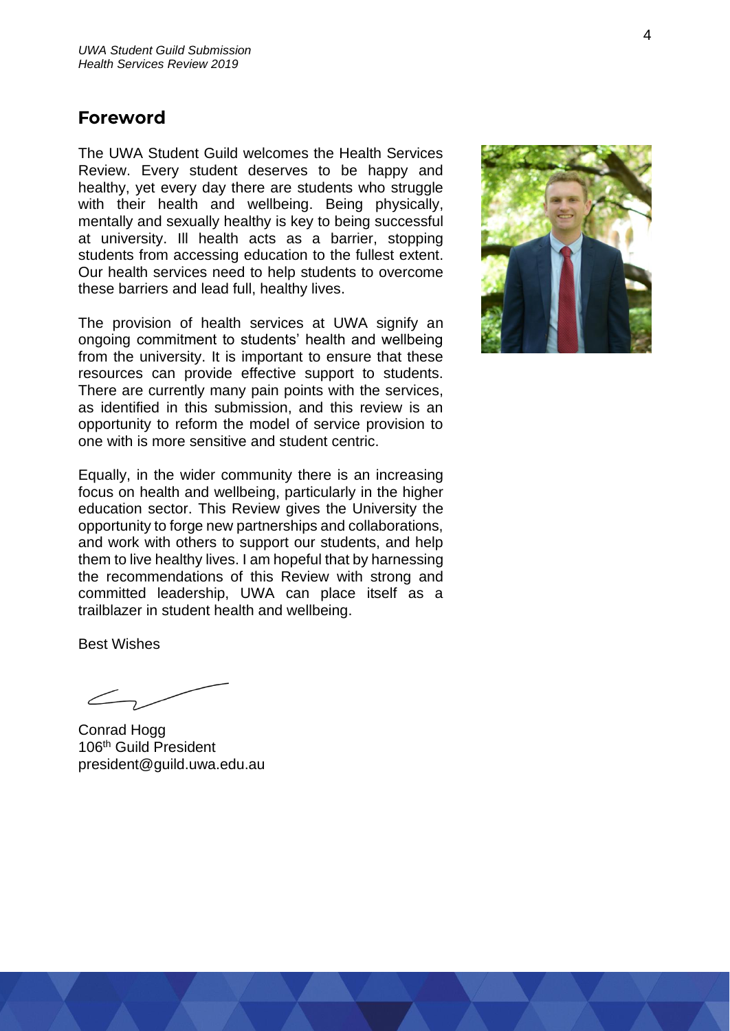## Foreword

The UWA Student Guild welcomes the Health Services Review. Every student deserves to be happy and healthy, yet every day there are students who struggle with their health and wellbeing. Being physically, mentally and sexually healthy is key to being successful at university. Ill health acts as a barrier, stopping students from accessing education to the fullest extent. Our health services need to help students to overcome these barriers and lead full, healthy lives.

The provision of health services at UWA signify an ongoing commitment to students' health and wellbeing from the university. It is important to ensure that these resources can provide effective support to students. There are currently many pain points with the services, as identified in this submission, and this review is an opportunity to reform the model of service provision to one with is more sensitive and student centric.

Equally, in the wider community there is an increasing focus on health and wellbeing, particularly in the higher education sector. This Review gives the University the opportunity to forge new partnerships and collaborations, and work with others to support our students, and help them to live healthy lives. I am hopeful that by harnessing the recommendations of this Review with strong and committed leadership, UWA can place itself as a trailblazer in student health and wellbeing.

Best Wishes

Conrad Hogg
106th Guild President
president@guild.uwa.edu.au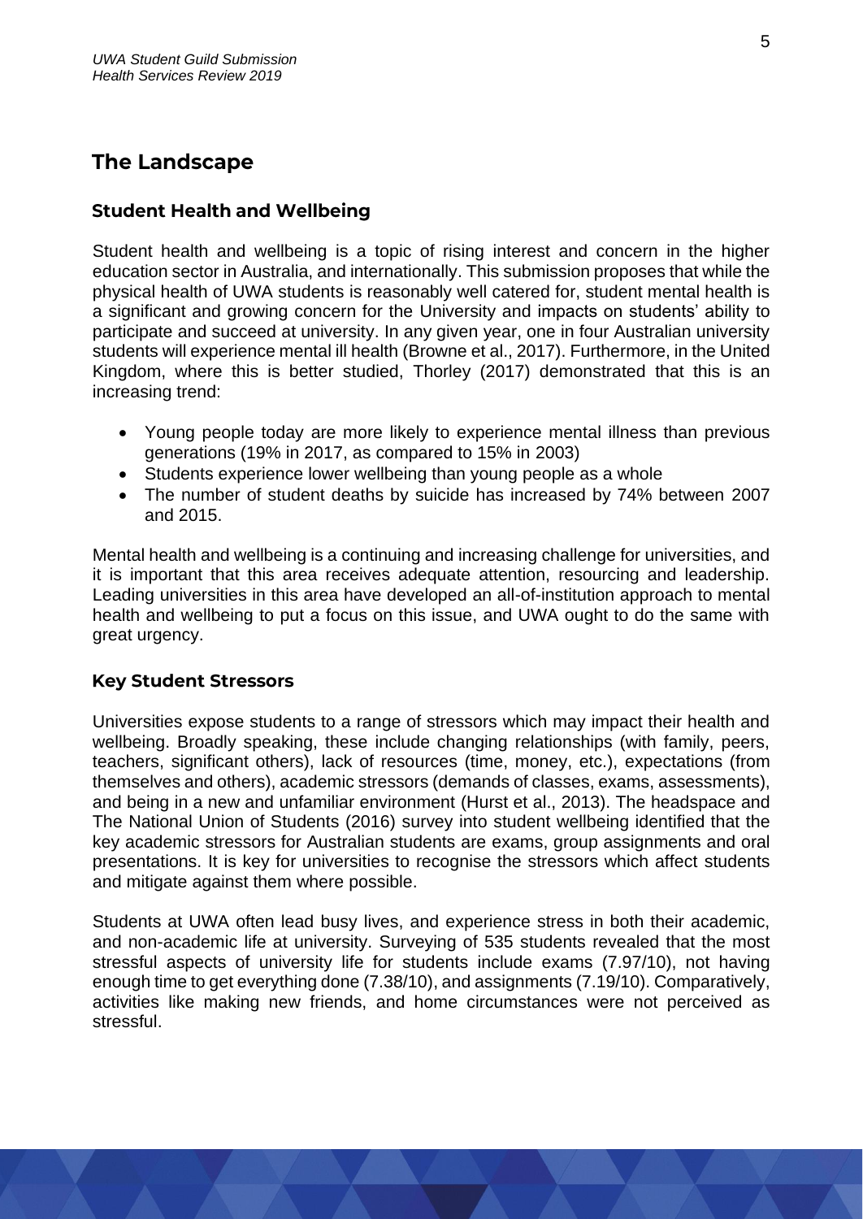## The Landscape

### Student Health and Wellbeing

Student health and wellbeing is a topic of rising interest and concern in the higher education sector in Australia, and internationally. This submission proposes that while the physical health of UWA students is reasonably well catered for, student mental health is a significant and growing concern for the University and impacts on students' ability to participate and succeed at university. In any given year, one in four Australian university students will experience mental ill health (Browne et al., 2017). Furthermore, in the United Kingdom, where this is better studied, Thorley (2017) demonstrated that this is an increasing trend:

- Young people today are more likely to experience mental illness than previous generations (19% in 2017, as compared to 15% in 2003)
- Students experience lower wellbeing than young people as a whole
- The number of student deaths by suicide has increased by 74% between 2007 and 2015.

Mental health and wellbeing is a continuing and increasing challenge for universities, and it is important that this area receives adequate attention, resourcing and leadership. Leading universities in this area have developed an all-of-institution approach to mental health and wellbeing to put a focus on this issue, and UWA ought to do the same with great urgency.

### Key Student Stressors

Universities expose students to a range of stressors which may impact their health and wellbeing. Broadly speaking, these include changing relationships (with family, peers, teachers, significant others), lack of resources (time, money, etc.), expectations (from themselves and others), academic stressors (demands of classes, exams, assessments), and being in a new and unfamiliar environment (Hurst et al., 2013). The headspace and The National Union of Students (2016) survey into student wellbeing identified that the key academic stressors for Australian students are exams, group assignments and oral presentations. It is key for universities to recognise the stressors which affect students and mitigate against them where possible.

Students at UWA often lead busy lives, and experience stress in both their academic, and non-academic life at university. Surveying of 535 students revealed that the most stressful aspects of university life for students include exams (7.97/10), not having enough time to get everything done (7.38/10), and assignments (7.19/10). Comparatively, activities like making new friends, and home circumstances were not perceived as stressful.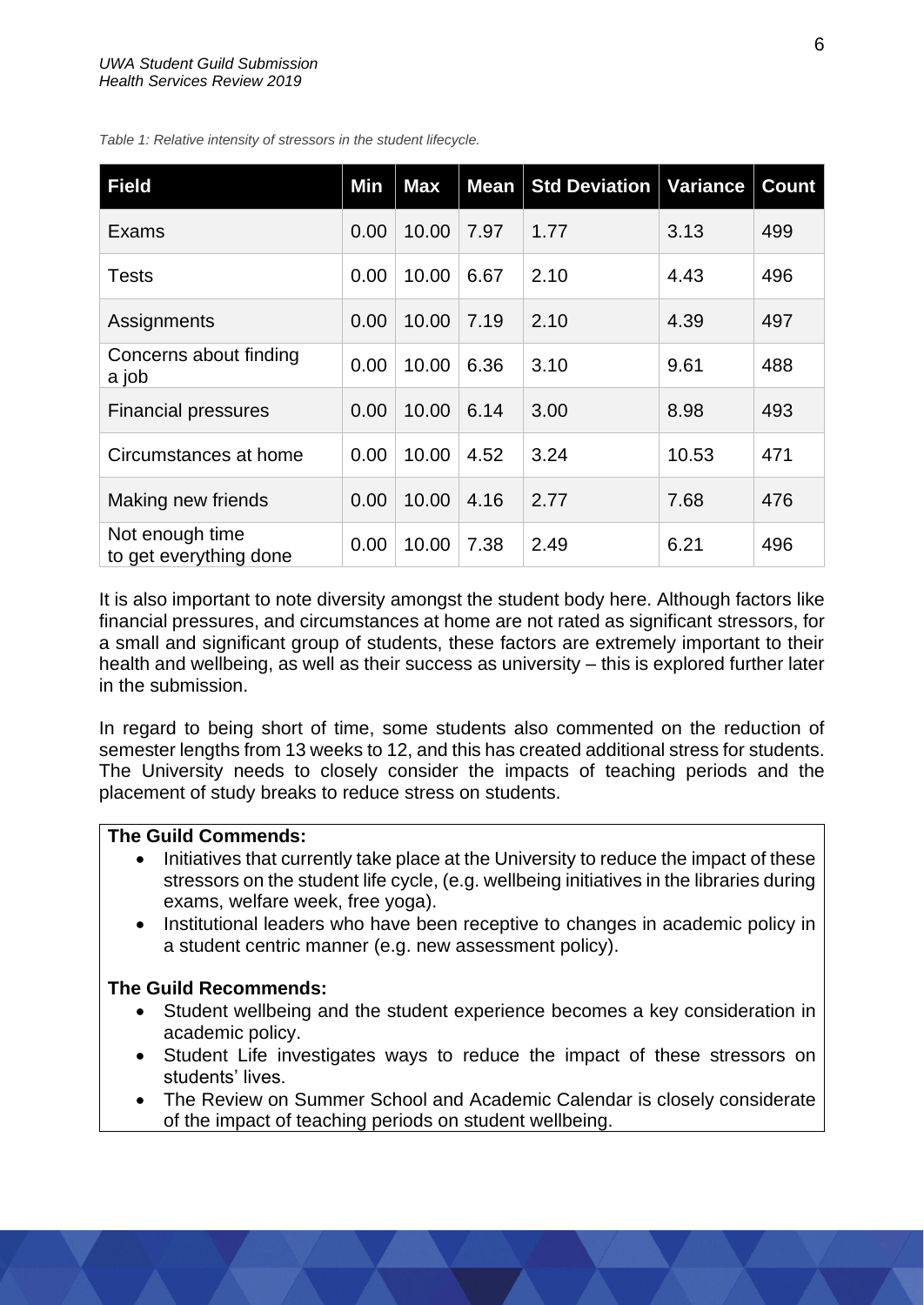*Table 1: Relative intensity of stressors in the student lifecycle.*

| Field | Min | Max | Mean | Std Deviation | Variance | Count |
|---|---|---|---|---|---|---|
| Exams | 0.00 | 10.00 | 7.97 | 1.77 | 3.13 | 499 |
| Tests | 0.00 | 10.00 | 6.67 | 2.10 | 4.43 | 496 |
| Assignments | 0.00 | 10.00 | 7.19 | 2.10 | 4.39 | 497 |
| Concerns about finding a job | 0.00 | 10.00 | 6.36 | 3.10 | 9.61 | 488 |
| Financial pressures | 0.00 | 10.00 | 6.14 | 3.00 | 8.98 | 493 |
| Circumstances at home | 0.00 | 10.00 | 4.52 | 3.24 | 10.53 | 471 |
| Making new friends | 0.00 | 10.00 | 4.16 | 2.77 | 7.68 | 476 |
| Not enough time to get everything done | 0.00 | 10.00 | 7.38 | 2.49 | 6.21 | 496 |

It is also important to note diversity amongst the student body here. Although factors like financial pressures, and circumstances at home are not rated as significant stressors, for a small and significant group of students, these factors are extremely important to their health and wellbeing, as well as their success as university – this is explored further later in the submission.

In regard to being short of time, some students also commented on the reduction of semester lengths from 13 weeks to 12, and this has created additional stress for students. The University needs to closely consider the impacts of teaching periods and the placement of study breaks to reduce stress on students.

**The Guild Commends:**

- Initiatives that currently take place at the University to reduce the impact of these stressors on the student life cycle, (e.g. wellbeing initiatives in the libraries during exams, welfare week, free yoga).
- Institutional leaders who have been receptive to changes in academic policy in a student centric manner (e.g. new assessment policy).

**The Guild Recommends:**

- Student wellbeing and the student experience becomes a key consideration in academic policy.
- Student Life investigates ways to reduce the impact of these stressors on students' lives.
- The Review on Summer School and Academic Calendar is closely considerate of the impact of teaching periods on student wellbeing.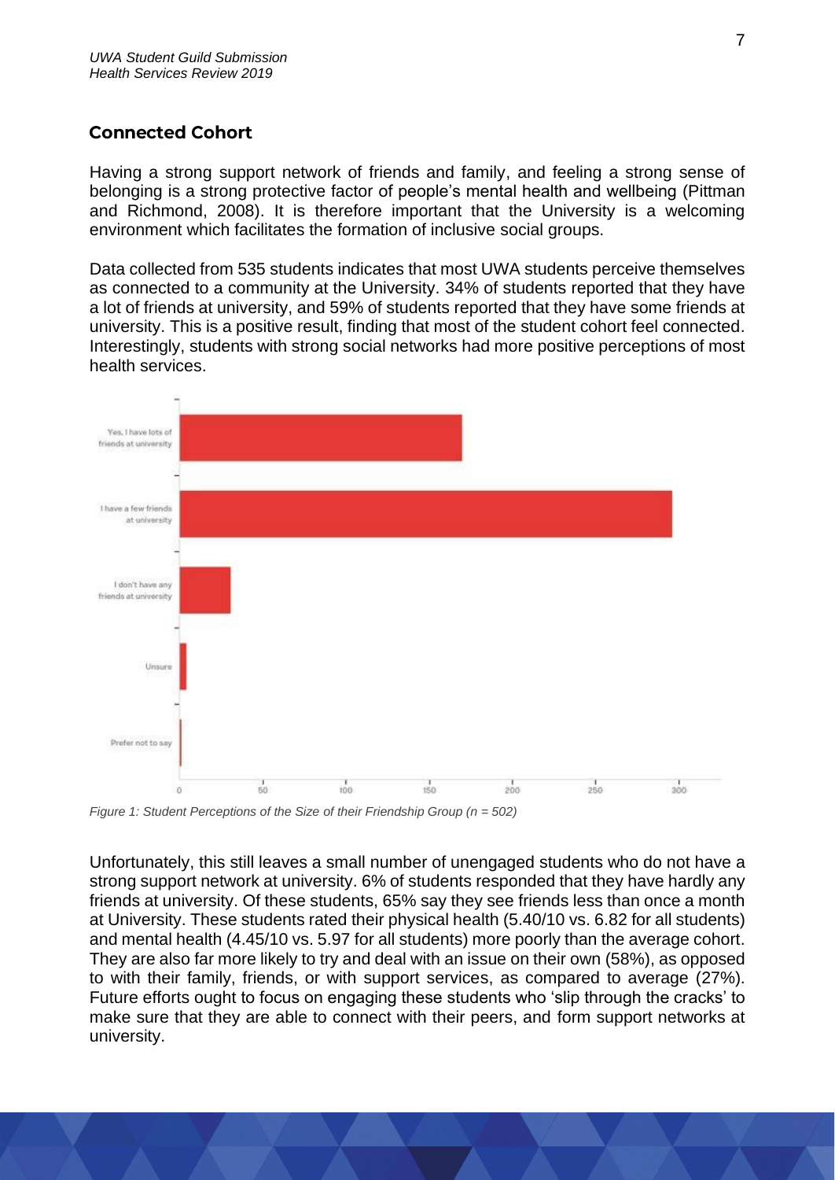## Connected Cohort

Having a strong support network of friends and family, and feeling a strong sense of belonging is a strong protective factor of people's mental health and wellbeing (Pittman and Richmond, 2008). It is therefore important that the University is a welcoming environment which facilitates the formation of inclusive social groups.

Data collected from 535 students indicates that most UWA students perceive themselves as connected to a community at the University. 34% of students reported that they have a lot of friends at university, and 59% of students reported that they have some friends at university. This is a positive result, finding that most of the student cohort feel connected. Interestingly, students with strong social networks had more positive perceptions of most health services.

*Figure 1: Student Perceptions of the Size of their Friendship Group (n = 502)*

Unfortunately, this still leaves a small number of unengaged students who do not have a strong support network at university. 6% of students responded that they have hardly any friends at university. Of these students, 65% say they see friends less than once a month at University. These students rated their physical health (5.40/10 vs. 6.82 for all students) and mental health (4.45/10 vs. 5.97 for all students) more poorly than the average cohort. They are also far more likely to try and deal with an issue on their own (58%), as opposed to with their family, friends, or with support services, as compared to average (27%). Future efforts ought to focus on engaging these students who 'slip through the cracks' to make sure that they are able to connect with their peers, and form support networks at university.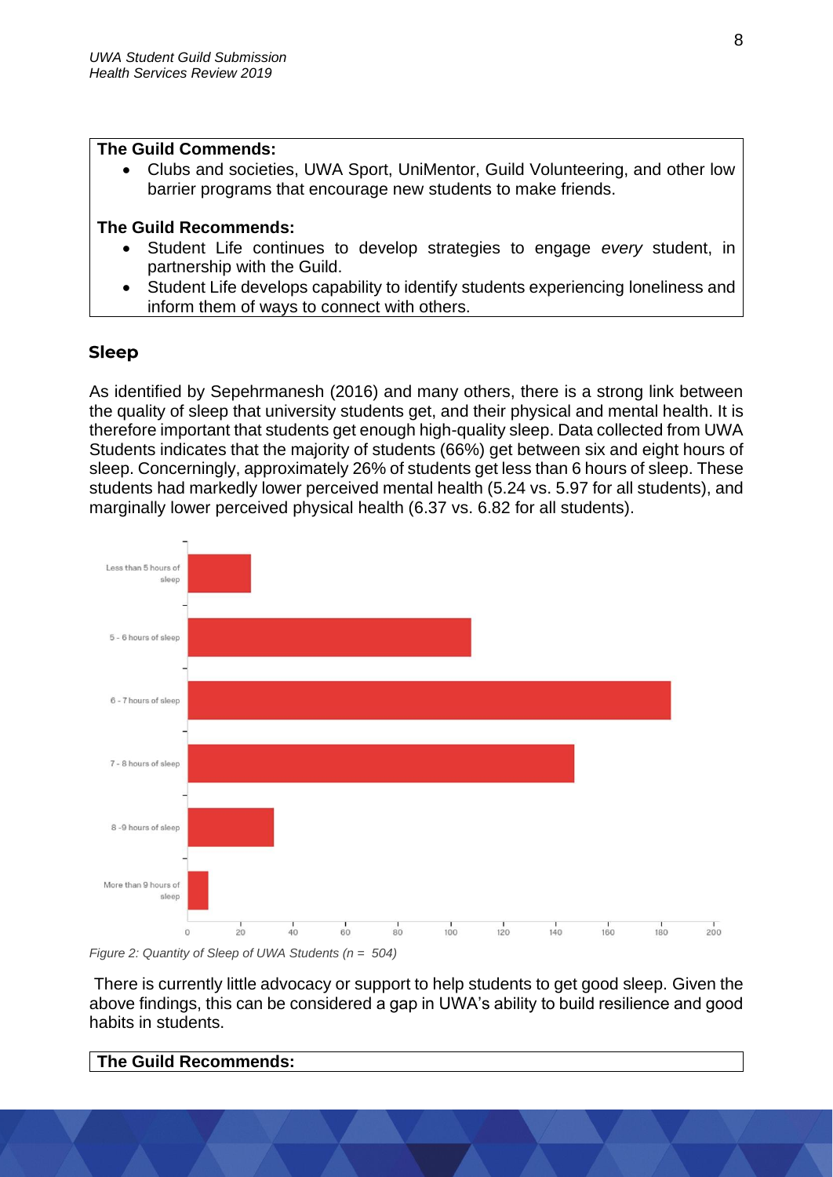**The Guild Commends:**

- Clubs and societies, UWA Sport, UniMentor, Guild Volunteering, and other low barrier programs that encourage new students to make friends.

**The Guild Recommends:**

- Student Life continues to develop strategies to engage *every* student, in partnership with the Guild.
- Student Life develops capability to identify students experiencing loneliness and inform them of ways to connect with others.

## Sleep

As identified by Sepehrmanesh (2016) and many others, there is a strong link between the quality of sleep that university students get, and their physical and mental health. It is therefore important that students get enough high-quality sleep. Data collected from UWA Students indicates that the majority of students (66%) get between six and eight hours of sleep. Concerningly, approximately 26% of students get less than 6 hours of sleep. These students had markedly lower perceived mental health (5.24 vs. 5.97 for all students), and marginally lower perceived physical health (6.37 vs. 6.82 for all students).

*Figure 2: Quantity of Sleep of UWA Students (n = 504)*

There is currently little advocacy or support to help students to get good sleep. Given the above findings, this can be considered a gap in UWA's ability to build resilience and good habits in students.

**The Guild Recommends:**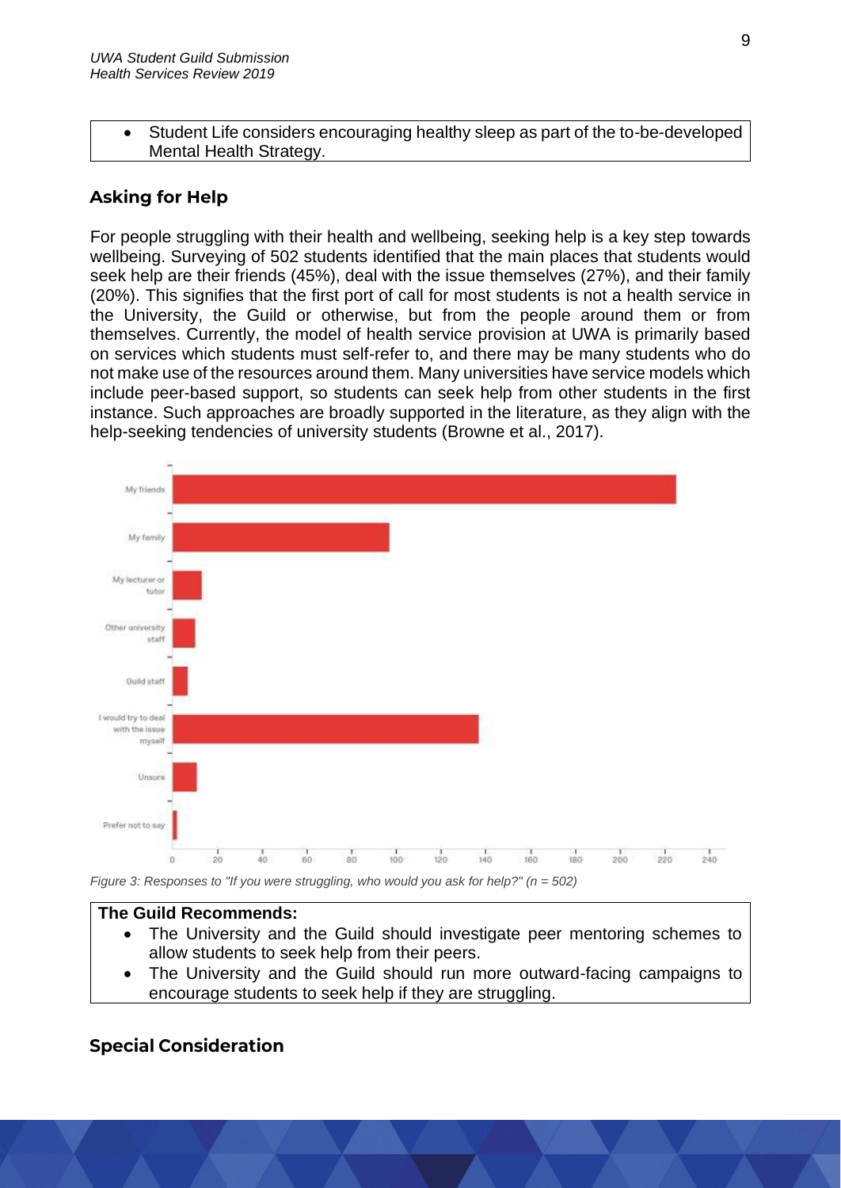- Student Life considers encouraging healthy sleep as part of the to-be-developed Mental Health Strategy.

## Asking for Help

For people struggling with their health and wellbeing, seeking help is a key step towards wellbeing. Surveying of 502 students identified that the main places that students would seek help are their friends (45%), deal with the issue themselves (27%), and their family (20%). This signifies that the first port of call for most students is not a health service in the University, the Guild or otherwise, but from the people around them or from themselves. Currently, the model of health service provision at UWA is primarily based on services which students must self-refer to, and there may be many students who do not make use of the resources around them. Many universities have service models which include peer-based support, so students can seek help from other students in the first instance. Such approaches are broadly supported in the literature, as they align with the help-seeking tendencies of university students (Browne et al., 2017).

*Figure 3: Responses to "If you were struggling, who would you ask for help?" (n = 502)*

**The Guild Recommends:**

- The University and the Guild should investigate peer mentoring schemes to allow students to seek help from their peers.
- The University and the Guild should run more outward-facing campaigns to encourage students to seek help if they are struggling.

## Special Consideration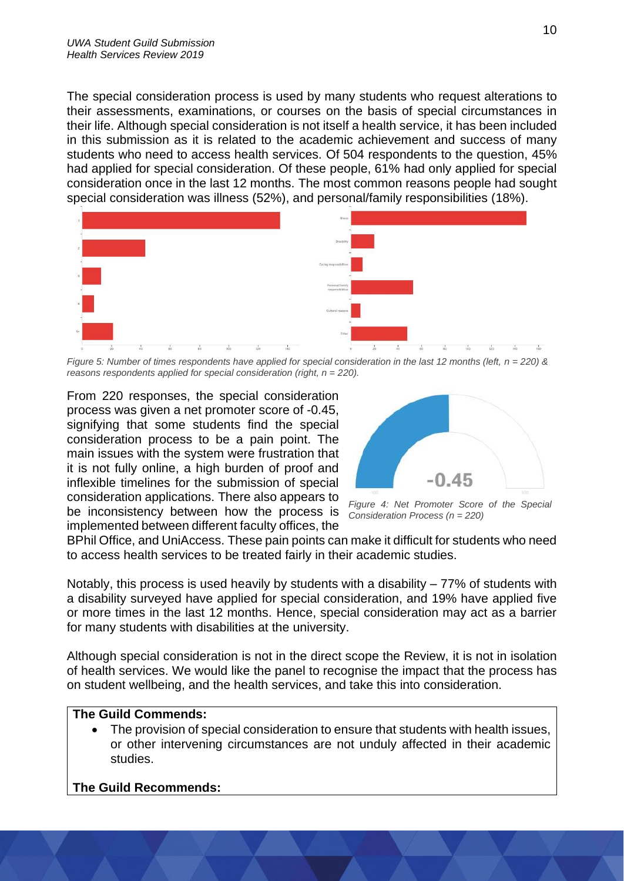The special consideration process is used by many students who request alterations to their assessments, examinations, or courses on the basis of special circumstances in their life. Although special consideration is not itself a health service, it has been included in this submission as it is related to the academic achievement and success of many students who need to access health services. Of 504 respondents to the question, 45% had applied for special consideration. Of these people, 61% had only applied for special consideration once in the last 12 months. The most common reasons people had sought special consideration was illness (52%), and personal/family responsibilities (18%).

*Figure 5: Number of times respondents have applied for special consideration in the last 12 months (left, n = 220) & reasons respondents applied for special consideration (right, n = 220).*

From 220 responses, the special consideration process was given a net promoter score of -0.45, signifying that some students find the special consideration process to be a pain point. The main issues with the system were frustration that it is not fully online, a high burden of proof and inflexible timelines for the submission of special consideration applications. There also appears to be inconsistency between how the process is implemented between different faculty offices, the BPhil Office, and UniAccess. These pain points can make it difficult for students who need to access health services to be treated fairly in their academic studies.

*Figure 4: Net Promoter Score of the Special Consideration Process (n = 220)*

Notably, this process is used heavily by students with a disability – 77% of students with a disability surveyed have applied for special consideration, and 19% have applied five or more times in the last 12 months. Hence, special consideration may act as a barrier for many students with disabilities at the university.

Although special consideration is not in the direct scope the Review, it is not in isolation of health services. We would like the panel to recognise the impact that the process has on student wellbeing, and the health services, and take this into consideration.

**The Guild Commends:**

- The provision of special consideration to ensure that students with health issues, or other intervening circumstances are not unduly affected in their academic studies.

**The Guild Recommends:**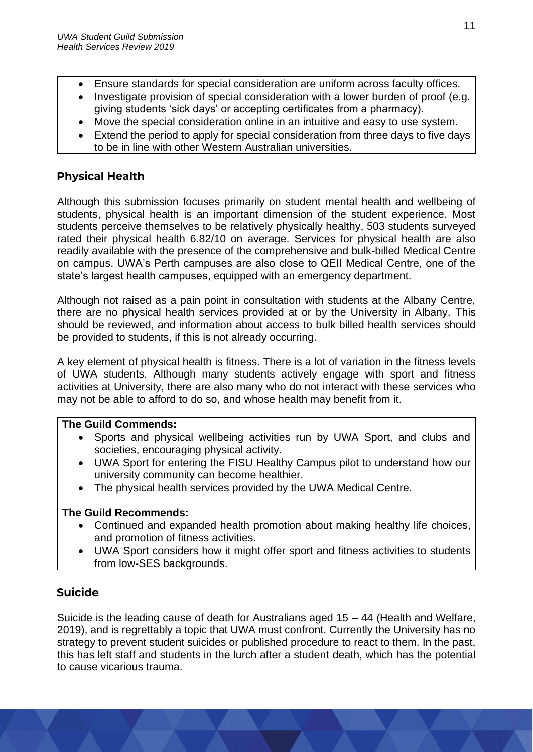- Ensure standards for special consideration are uniform across faculty offices.
- Investigate provision of special consideration with a lower burden of proof (e.g. giving students 'sick days' or accepting certificates from a pharmacy).
- Move the special consideration online in an intuitive and easy to use system.
- Extend the period to apply for special consideration from three days to five days to be in line with other Western Australian universities.

## Physical Health

Although this submission focuses primarily on student mental health and wellbeing of students, physical health is an important dimension of the student experience. Most students perceive themselves to be relatively physically healthy, 503 students surveyed rated their physical health 6.82/10 on average. Services for physical health are also readily available with the presence of the comprehensive and bulk-billed Medical Centre on campus. UWA's Perth campuses are also close to QEII Medical Centre, one of the state's largest health campuses, equipped with an emergency department.

Although not raised as a pain point in consultation with students at the Albany Centre, there are no physical health services provided at or by the University in Albany. This should be reviewed, and information about access to bulk billed health services should be provided to students, if this is not already occurring.

A key element of physical health is fitness. There is a lot of variation in the fitness levels of UWA students. Although many students actively engage with sport and fitness activities at University, there are also many who do not interact with these services who may not be able to afford to do so, and whose health may benefit from it.

**The Guild Commends:**

- Sports and physical wellbeing activities run by UWA Sport, and clubs and societies, encouraging physical activity.
- UWA Sport for entering the FISU Healthy Campus pilot to understand how our university community can become healthier.
- The physical health services provided by the UWA Medical Centre.

**The Guild Recommends:**

- Continued and expanded health promotion about making healthy life choices, and promotion of fitness activities.
- UWA Sport considers how it might offer sport and fitness activities to students from low-SES backgrounds.

## Suicide

Suicide is the leading cause of death for Australians aged 15 – 44 (Health and Welfare, 2019), and is regrettably a topic that UWA must confront. Currently the University has no strategy to prevent student suicides or published procedure to react to them. In the past, this has left staff and students in the lurch after a student death, which has the potential to cause vicarious trauma.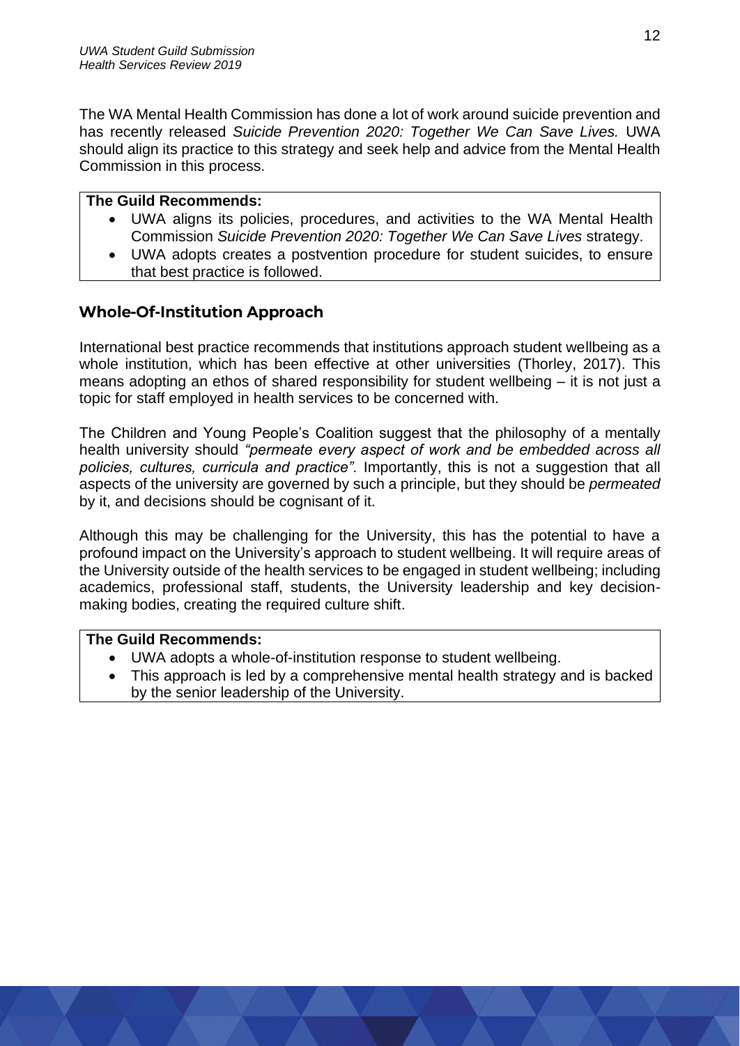The WA Mental Health Commission has done a lot of work around suicide prevention and has recently released *Suicide Prevention 2020: Together We Can Save Lives.* UWA should align its practice to this strategy and seek help and advice from the Mental Health Commission in this process.

**The Guild Recommends:**

- UWA aligns its policies, procedures, and activities to the WA Mental Health Commission *Suicide Prevention 2020: Together We Can Save Lives* strategy.
- UWA adopts creates a postvention procedure for student suicides, to ensure that best practice is followed.

## Whole-Of-Institution Approach

International best practice recommends that institutions approach student wellbeing as a whole institution, which has been effective at other universities (Thorley, 2017). This means adopting an ethos of shared responsibility for student wellbeing – it is not just a topic for staff employed in health services to be concerned with.

The Children and Young People's Coalition suggest that the philosophy of a mentally health university should *"permeate every aspect of work and be embedded across all policies, cultures, curricula and practice".* Importantly, this is not a suggestion that all aspects of the university are governed by such a principle, but they should be *permeated* by it, and decisions should be cognisant of it.

Although this may be challenging for the University, this has the potential to have a profound impact on the University's approach to student wellbeing. It will require areas of the University outside of the health services to be engaged in student wellbeing; including academics, professional staff, students, the University leadership and key decision-making bodies, creating the required culture shift.

**The Guild Recommends:**

- UWA adopts a whole-of-institution response to student wellbeing.
- This approach is led by a comprehensive mental health strategy and is backed by the senior leadership of the University.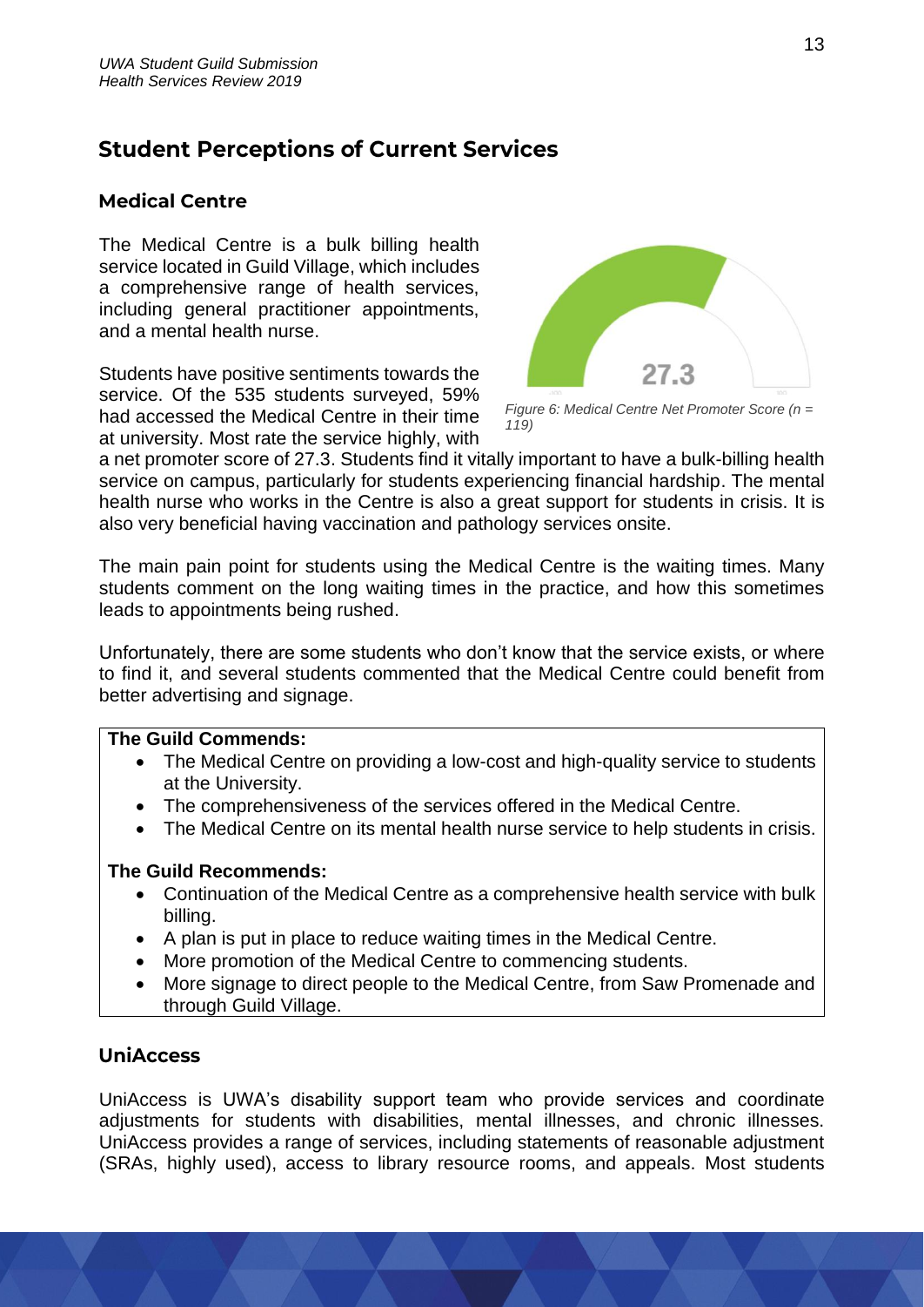## Student Perceptions of Current Services

### Medical Centre

The Medical Centre is a bulk billing health service located in Guild Village, which includes a comprehensive range of health services, including general practitioner appointments, and a mental health nurse.

Students have positive sentiments towards the service. Of the 535 students surveyed, 59% had accessed the Medical Centre in their time at university. Most rate the service highly, with a net promoter score of 27.3. Students find it vitally important to have a bulk-billing health service on campus, particularly for students experiencing financial hardship. The mental health nurse who works in the Centre is also a great support for students in crisis. It is also very beneficial having vaccination and pathology services onsite.

*Figure 6: Medical Centre Net Promoter Score (n = 119)*

The main pain point for students using the Medical Centre is the waiting times. Many students comment on the long waiting times in the practice, and how this sometimes leads to appointments being rushed.

Unfortunately, there are some students who don't know that the service exists, or where to find it, and several students commented that the Medical Centre could benefit from better advertising and signage.

**The Guild Commends:**

- The Medical Centre on providing a low-cost and high-quality service to students at the University.
- The comprehensiveness of the services offered in the Medical Centre.
- The Medical Centre on its mental health nurse service to help students in crisis.

**The Guild Recommends:**

- Continuation of the Medical Centre as a comprehensive health service with bulk billing.
- A plan is put in place to reduce waiting times in the Medical Centre.
- More promotion of the Medical Centre to commencing students.
- More signage to direct people to the Medical Centre, from Saw Promenade and through Guild Village.

### UniAccess

UniAccess is UWA's disability support team who provide services and coordinate adjustments for students with disabilities, mental illnesses, and chronic illnesses. UniAccess provides a range of services, including statements of reasonable adjustment (SRAs, highly used), access to library resource rooms, and appeals. Most students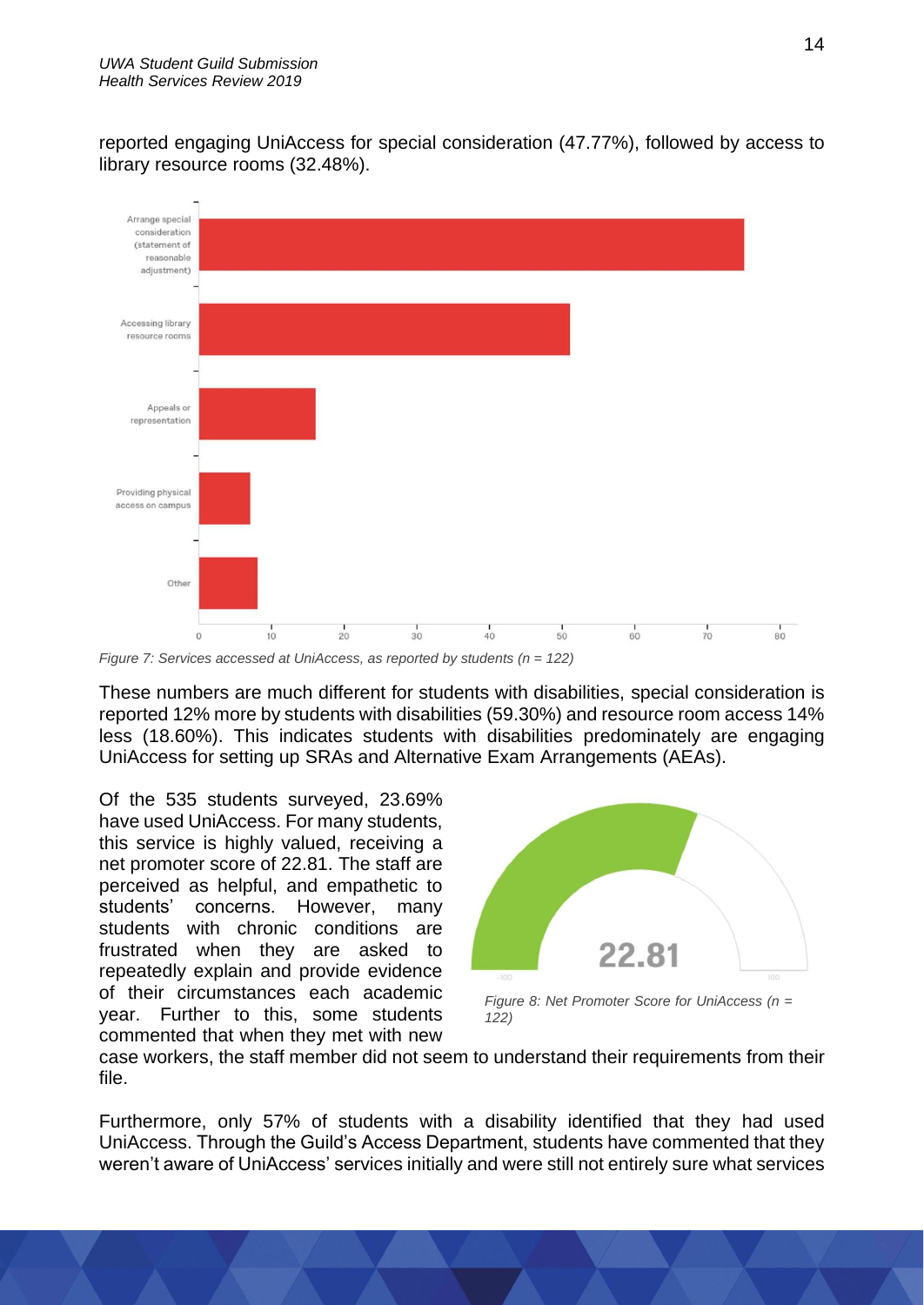reported engaging UniAccess for special consideration (47.77%), followed by access to library resource rooms (32.48%).

Figure 7: Services accessed at UniAccess, as reported by students (n = 122)

These numbers are much different for students with disabilities, special consideration is reported 12% more by students with disabilities (59.30%) and resource room access 14% less (18.60%). This indicates students with disabilities predominately are engaging UniAccess for setting up SRAs and Alternative Exam Arrangements (AEAs).

Of the 535 students surveyed, 23.69% have used UniAccess. For many students, this service is highly valued, receiving a net promoter score of 22.81. The staff are perceived as helpful, and empathetic to students' concerns. However, many students with chronic conditions are frustrated when they are asked to repeatedly explain and provide evidence of their circumstances each academic year. Further to this, some students commented that when they met with new case workers, the staff member did not seem to understand their requirements from their file.

Figure 8: Net Promoter Score for UniAccess (n = 122)

Furthermore, only 57% of students with a disability identified that they had used UniAccess. Through the Guild's Access Department, students have commented that they weren't aware of UniAccess' services initially and were still not entirely sure what services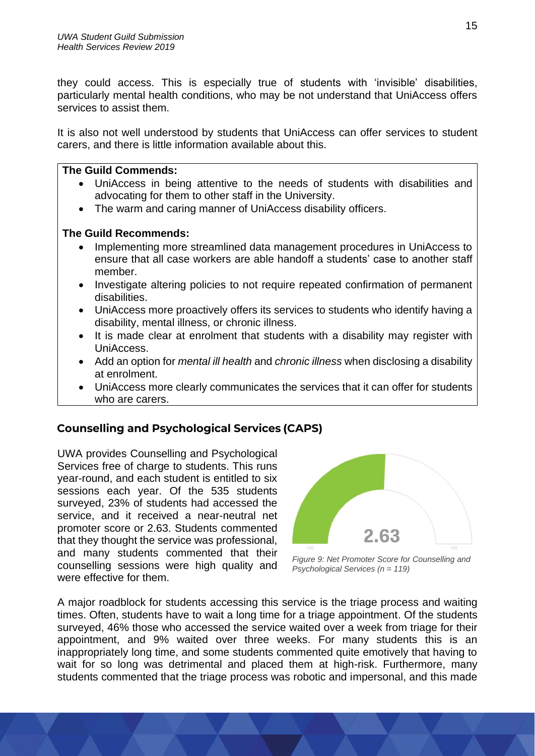they could access. This is especially true of students with 'invisible' disabilities, particularly mental health conditions, who may be not understand that UniAccess offers services to assist them.

It is also not well understood by students that UniAccess can offer services to student carers, and there is little information available about this.

**The Guild Commends:**

- UniAccess in being attentive to the needs of students with disabilities and advocating for them to other staff in the University.
- The warm and caring manner of UniAccess disability officers.

**The Guild Recommends:**

- Implementing more streamlined data management procedures in UniAccess to ensure that all case workers are able handoff a students' case to another staff member.
- Investigate altering policies to not require repeated confirmation of permanent disabilities.
- UniAccess more proactively offers its services to students who identify having a disability, mental illness, or chronic illness.
- It is made clear at enrolment that students with a disability may register with UniAccess.
- Add an option for *mental ill health* and *chronic illness* when disclosing a disability at enrolment.
- UniAccess more clearly communicates the services that it can offer for students who are carers.

## Counselling and Psychological Services (CAPS)

UWA provides Counselling and Psychological Services free of charge to students. This runs year-round, and each student is entitled to six sessions each year. Of the 535 students surveyed, 23% of students had accessed the service, and it received a near-neutral net promoter score or 2.63. Students commented that they thought the service was professional, and many students commented that their counselling sessions were high quality and were effective for them.

2.63

*Figure 9: Net Promoter Score for Counselling and Psychological Services (n = 119)*

A major roadblock for students accessing this service is the triage process and waiting times. Often, students have to wait a long time for a triage appointment. Of the students surveyed, 46% those who accessed the service waited over a week from triage for their appointment, and 9% waited over three weeks. For many students this is an inappropriately long time, and some students commented quite emotively that having to wait for so long was detrimental and placed them at high-risk. Furthermore, many students commented that the triage process was robotic and impersonal, and this made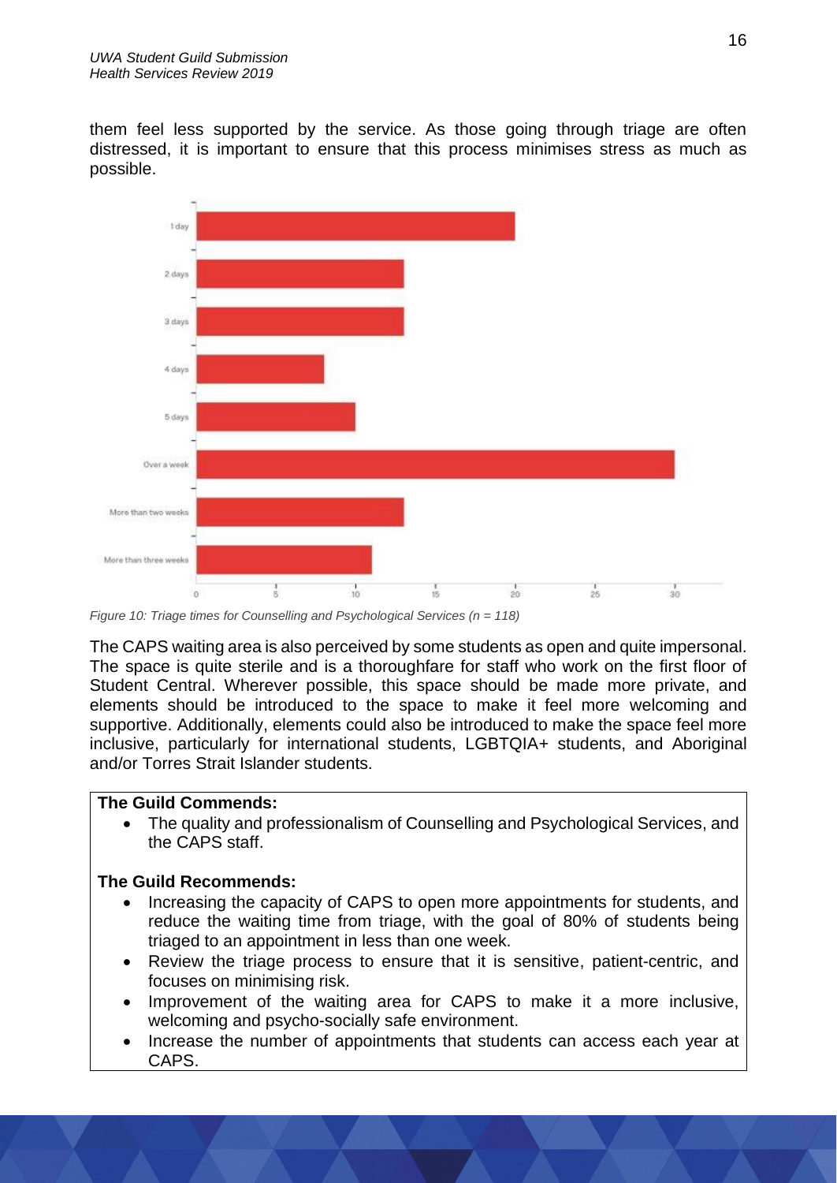them feel less supported by the service. As those going through triage are often distressed, it is important to ensure that this process minimises stress as much as possible.

*Figure 10: Triage times for Counselling and Psychological Services (n = 118)*

The CAPS waiting area is also perceived by some students as open and quite impersonal. The space is quite sterile and is a thoroughfare for staff who work on the first floor of Student Central. Wherever possible, this space should be made more private, and elements should be introduced to the space to make it feel more welcoming and supportive. Additionally, elements could also be introduced to make the space feel more inclusive, particularly for international students, LGBTQIA+ students, and Aboriginal and/or Torres Strait Islander students.

**The Guild Commends:**

- The quality and professionalism of Counselling and Psychological Services, and the CAPS staff.

**The Guild Recommends:**

- Increasing the capacity of CAPS to open more appointments for students, and reduce the waiting time from triage, with the goal of 80% of students being triaged to an appointment in less than one week.
- Review the triage process to ensure that it is sensitive, patient-centric, and focuses on minimising risk.
- Improvement of the waiting area for CAPS to make it a more inclusive, welcoming and psycho-socially safe environment.
- Increase the number of appointments that students can access each year at CAPS.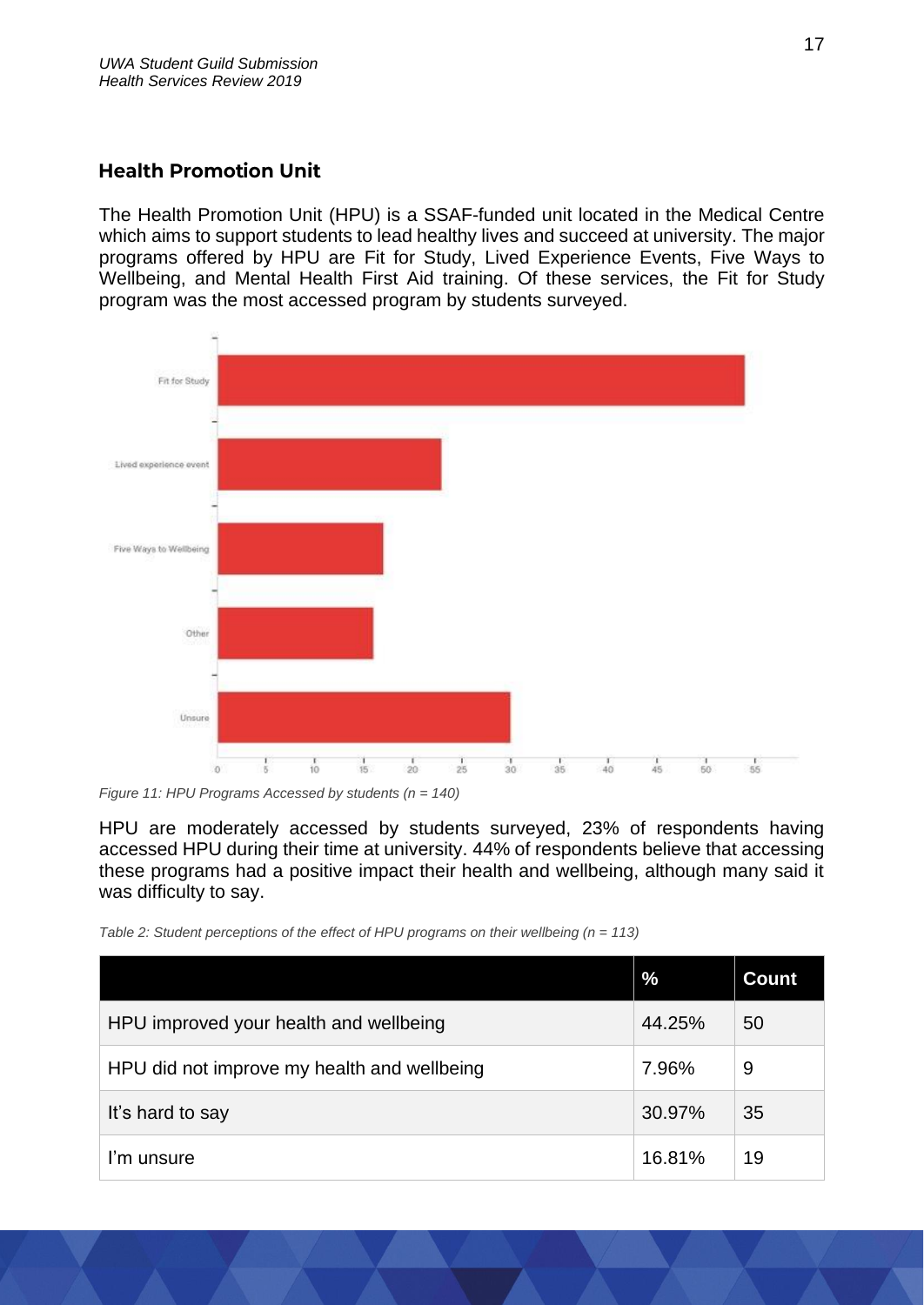## Health Promotion Unit

The Health Promotion Unit (HPU) is a SSAF-funded unit located in the Medical Centre which aims to support students to lead healthy lives and succeed at university. The major programs offered by HPU are Fit for Study, Lived Experience Events, Five Ways to Wellbeing, and Mental Health First Aid training. Of these services, the Fit for Study program was the most accessed program by students surveyed.

*Figure 11: HPU Programs Accessed by students (n = 140)*

HPU are moderately accessed by students surveyed, 23% of respondents having accessed HPU during their time at university. 44% of respondents believe that accessing these programs had a positive impact their health and wellbeing, although many said it was difficulty to say.

*Table 2: Student perceptions of the effect of HPU programs on their wellbeing (n = 113)*

| | % | Count |
|---|---|---|
| HPU improved your health and wellbeing | 44.25% | 50 |
| HPU did not improve my health and wellbeing | 7.96% | 9 |
| It's hard to say | 30.97% | 35 |
| I'm unsure | 16.81% | 19 |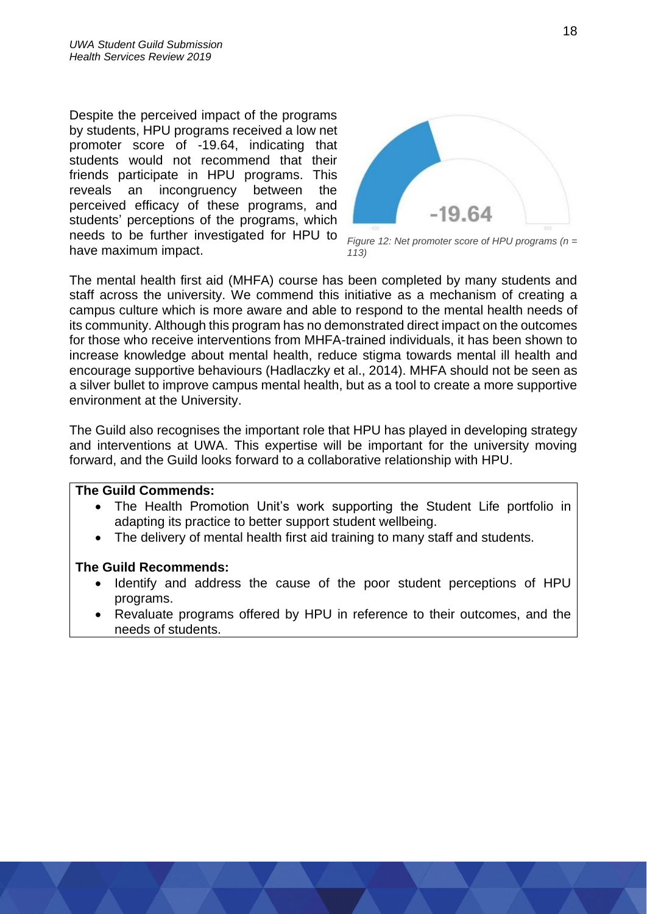Despite the perceived impact of the programs by students, HPU programs received a low net promoter score of -19.64, indicating that students would not recommend that their friends participate in HPU programs. This reveals an incongruency between the perceived efficacy of these programs, and students' perceptions of the programs, which needs to be further investigated for HPU to have maximum impact.

*Figure 12: Net promoter score of HPU programs (n = 113)*

The mental health first aid (MHFA) course has been completed by many students and staff across the university. We commend this initiative as a mechanism of creating a campus culture which is more aware and able to respond to the mental health needs of its community. Although this program has no demonstrated direct impact on the outcomes for those who receive interventions from MHFA-trained individuals, it has been shown to increase knowledge about mental health, reduce stigma towards mental ill health and encourage supportive behaviours (Hadlaczky et al., 2014). MHFA should not be seen as a silver bullet to improve campus mental health, but as a tool to create a more supportive environment at the University.

The Guild also recognises the important role that HPU has played in developing strategy and interventions at UWA. This expertise will be important for the university moving forward, and the Guild looks forward to a collaborative relationship with HPU.

**The Guild Commends:**

- The Health Promotion Unit's work supporting the Student Life portfolio in adapting its practice to better support student wellbeing.
- The delivery of mental health first aid training to many staff and students.

**The Guild Recommends:**

- Identify and address the cause of the poor student perceptions of HPU programs.
- Revaluate programs offered by HPU in reference to their outcomes, and the needs of students.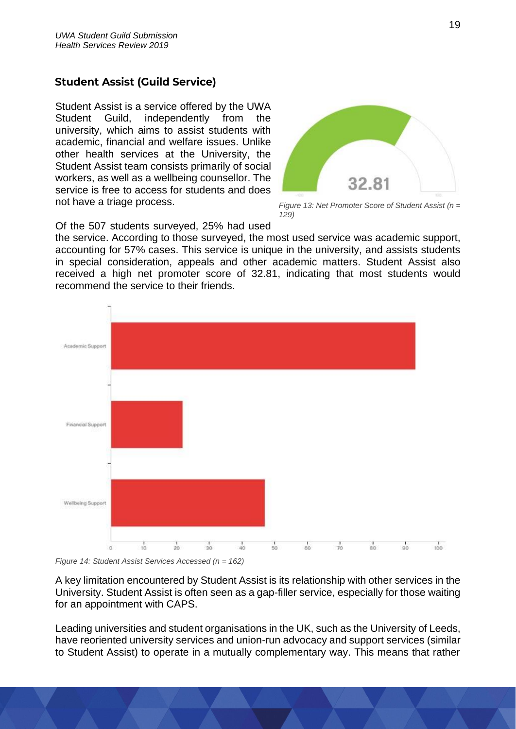## Student Assist (Guild Service)

Student Assist is a service offered by the UWA Student Guild, independently from the university, which aims to assist students with academic, financial and welfare issues. Unlike other health services at the University, the Student Assist team consists primarily of social workers, as well as a wellbeing counsellor. The service is free to access for students and does not have a triage process.

*Figure 13: Net Promoter Score of Student Assist (n = 129)*

Of the 507 students surveyed, 25% had used the service. According to those surveyed, the most used service was academic support, accounting for 57% cases. This service is unique in the university, and assists students in special consideration, appeals and other academic matters. Student Assist also received a high net promoter score of 32.81, indicating that most students would recommend the service to their friends.

*Figure 14: Student Assist Services Accessed (n = 162)*

A key limitation encountered by Student Assist is its relationship with other services in the University. Student Assist is often seen as a gap-filler service, especially for those waiting for an appointment with CAPS.

Leading universities and student organisations in the UK, such as the University of Leeds, have reoriented university services and union-run advocacy and support services (similar to Student Assist) to operate in a mutually complementary way. This means that rather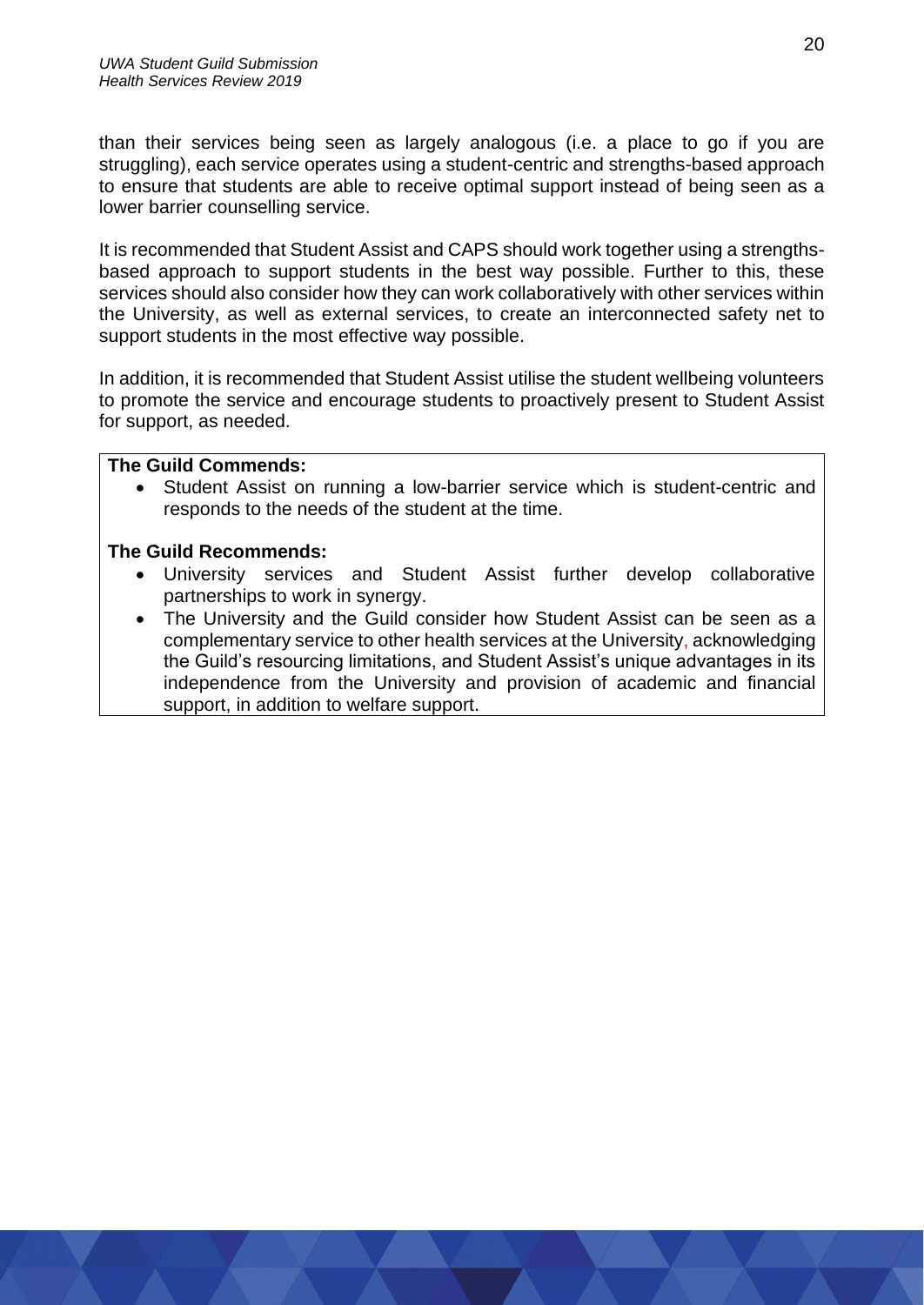than their services being seen as largely analogous (i.e. a place to go if you are struggling), each service operates using a student-centric and strengths-based approach to ensure that students are able to receive optimal support instead of being seen as a lower barrier counselling service.

It is recommended that Student Assist and CAPS should work together using a strengths-based approach to support students in the best way possible. Further to this, these services should also consider how they can work collaboratively with other services within the University, as well as external services, to create an interconnected safety net to support students in the most effective way possible.

In addition, it is recommended that Student Assist utilise the student wellbeing volunteers to promote the service and encourage students to proactively present to Student Assist for support, as needed.

**The Guild Commends:**

- Student Assist on running a low-barrier service which is student-centric and responds to the needs of the student at the time.

**The Guild Recommends:**

- University services and Student Assist further develop collaborative partnerships to work in synergy.
- The University and the Guild consider how Student Assist can be seen as a complementary service to other health services at the University, acknowledging the Guild's resourcing limitations, and Student Assist's unique advantages in its independence from the University and provision of academic and financial support, in addition to welfare support.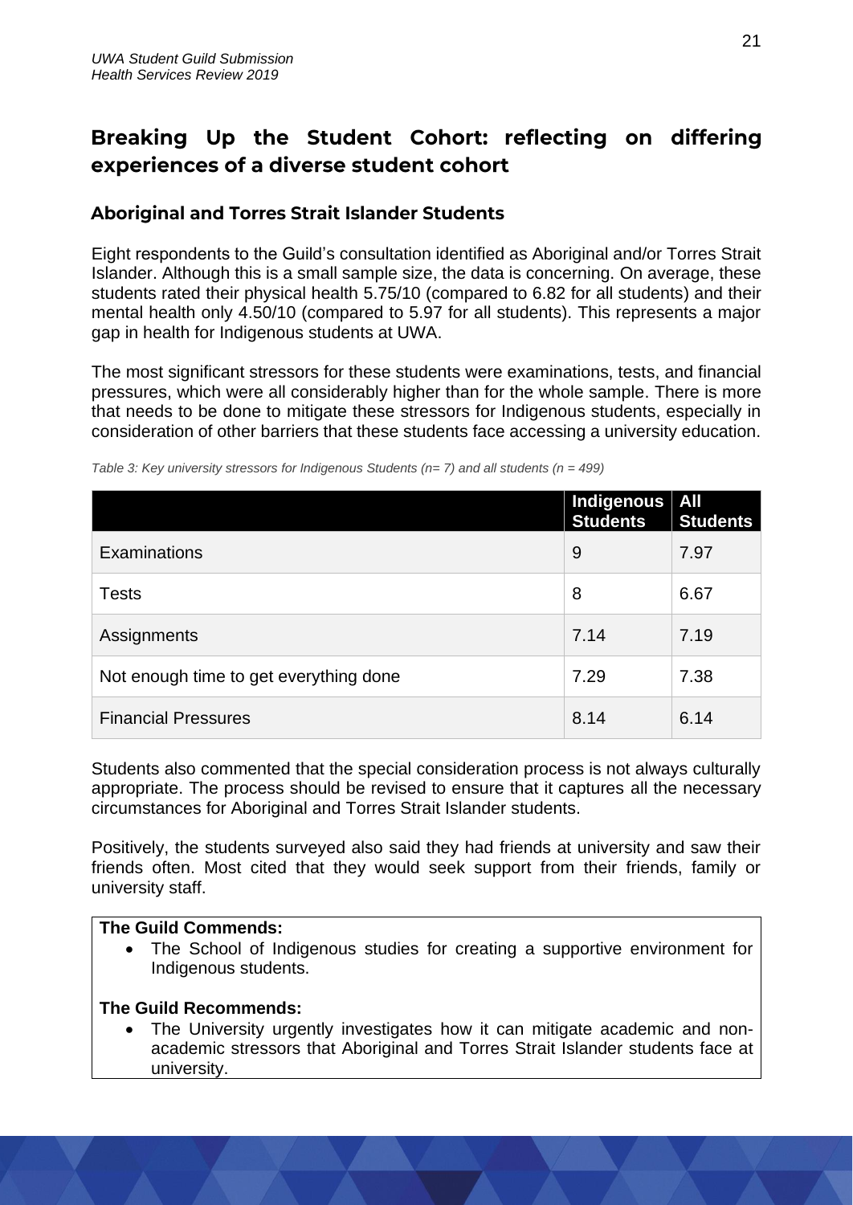## Breaking Up the Student Cohort: reflecting on differing experiences of a diverse student cohort

### Aboriginal and Torres Strait Islander Students

Eight respondents to the Guild's consultation identified as Aboriginal and/or Torres Strait Islander. Although this is a small sample size, the data is concerning. On average, these students rated their physical health 5.75/10 (compared to 6.82 for all students) and their mental health only 4.50/10 (compared to 5.97 for all students). This represents a major gap in health for Indigenous students at UWA.

The most significant stressors for these students were examinations, tests, and financial pressures, which were all considerably higher than for the whole sample. There is more that needs to be done to mitigate these stressors for Indigenous students, especially in consideration of other barriers that these students face accessing a university education.

*Table 3: Key university stressors for Indigenous Students (n= 7) and all students (n = 499)*

| | Indigenous Students | All Students |
|---|---|---|
| Examinations | 9 | 7.97 |
| Tests | 8 | 6.67 |
| Assignments | 7.14 | 7.19 |
| Not enough time to get everything done | 7.29 | 7.38 |
| Financial Pressures | 8.14 | 6.14 |

Students also commented that the special consideration process is not always culturally appropriate. The process should be revised to ensure that it captures all the necessary circumstances for Aboriginal and Torres Strait Islander students.

Positively, the students surveyed also said they had friends at university and saw their friends often. Most cited that they would seek support from their friends, family or university staff.

**The Guild Commends:**

- The School of Indigenous studies for creating a supportive environment for Indigenous students.

**The Guild Recommends:**

- The University urgently investigates how it can mitigate academic and non-academic stressors that Aboriginal and Torres Strait Islander students face at university.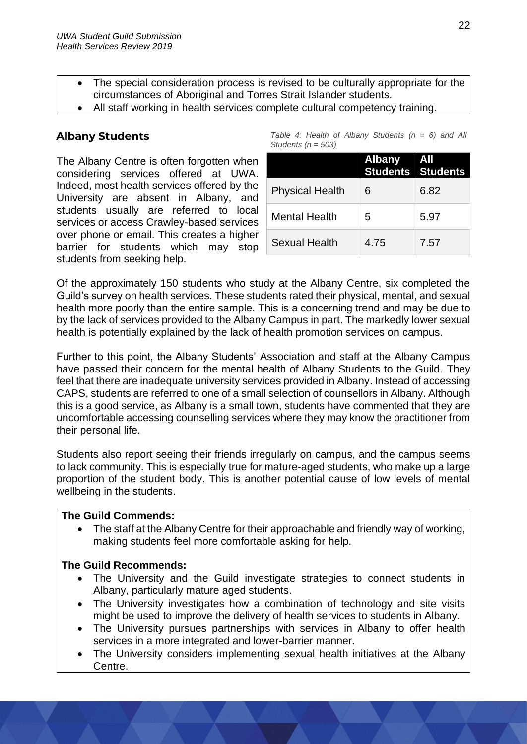- The special consideration process is revised to be culturally appropriate for the circumstances of Aboriginal and Torres Strait Islander students.
- All staff working in health services complete cultural competency training.

## Albany Students

The Albany Centre is often forgotten when considering services offered at UWA. Indeed, most health services offered by the University are absent in Albany, and students usually are referred to local services or access Crawley-based services over phone or email. This creates a higher barrier for students which may stop students from seeking help.

*Table 4: Health of Albany Students (n = 6) and All Students (n = 503)*

| | Albany Students | All Students |
|---|---|---|
| Physical Health | 6 | 6.82 |
| Mental Health | 5 | 5.97 |
| Sexual Health | 4.75 | 7.57 |

Of the approximately 150 students who study at the Albany Centre, six completed the Guild's survey on health services. These students rated their physical, mental, and sexual health more poorly than the entire sample. This is a concerning trend and may be due to by the lack of services provided to the Albany Campus in part. The markedly lower sexual health is potentially explained by the lack of health promotion services on campus.

Further to this point, the Albany Students' Association and staff at the Albany Campus have passed their concern for the mental health of Albany Students to the Guild. They feel that there are inadequate university services provided in Albany. Instead of accessing CAPS, students are referred to one of a small selection of counsellors in Albany. Although this is a good service, as Albany is a small town, students have commented that they are uncomfortable accessing counselling services where they may know the practitioner from their personal life.

Students also report seeing their friends irregularly on campus, and the campus seems to lack community. This is especially true for mature-aged students, who make up a large proportion of the student body. This is another potential cause of low levels of mental wellbeing in the students.

**The Guild Commends:**

- The staff at the Albany Centre for their approachable and friendly way of working, making students feel more comfortable asking for help.

**The Guild Recommends:**

- The University and the Guild investigate strategies to connect students in Albany, particularly mature aged students.
- The University investigates how a combination of technology and site visits might be used to improve the delivery of health services to students in Albany.
- The University pursues partnerships with services in Albany to offer health services in a more integrated and lower-barrier manner.
- The University considers implementing sexual health initiatives at the Albany Centre.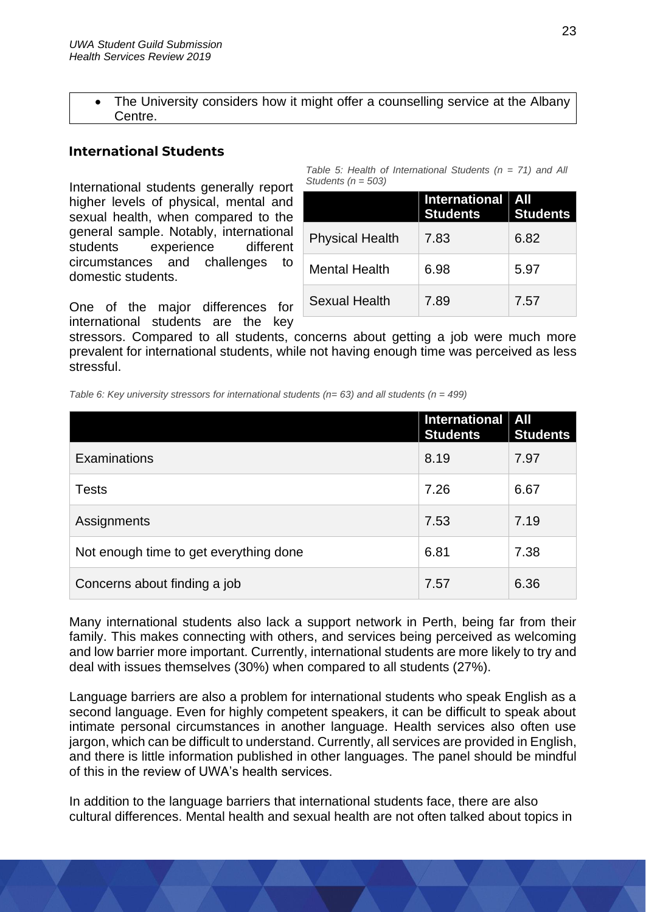- The University considers how it might offer a counselling service at the Albany Centre.

## International Students

International students generally report higher levels of physical, mental and sexual health, when compared to the general sample. Notably, international students experience different circumstances and challenges to domestic students.

*Table 5: Health of International Students (n = 71) and All Students (n = 503)*

| | International Students | All Students |
|---|---|---|
| Physical Health | 7.83 | 6.82 |
| Mental Health | 6.98 | 5.97 |
| Sexual Health | 7.89 | 7.57 |

One of the major differences for international students are the key stressors. Compared to all students, concerns about getting a job were much more prevalent for international students, while not having enough time was perceived as less stressful.

*Table 6: Key university stressors for international students (n= 63) and all students (n = 499)*

| | International Students | All Students |
|---|---|---|
| Examinations | 8.19 | 7.97 |
| Tests | 7.26 | 6.67 |
| Assignments | 7.53 | 7.19 |
| Not enough time to get everything done | 6.81 | 7.38 |
| Concerns about finding a job | 7.57 | 6.36 |

Many international students also lack a support network in Perth, being far from their family. This makes connecting with others, and services being perceived as welcoming and low barrier more important. Currently, international students are more likely to try and deal with issues themselves (30%) when compared to all students (27%).

Language barriers are also a problem for international students who speak English as a second language. Even for highly competent speakers, it can be difficult to speak about intimate personal circumstances in another language. Health services also often use jargon, which can be difficult to understand. Currently, all services are provided in English, and there is little information published in other languages. The panel should be mindful of this in the review of UWA's health services.

In addition to the language barriers that international students face, there are also cultural differences. Mental health and sexual health are not often talked about topics in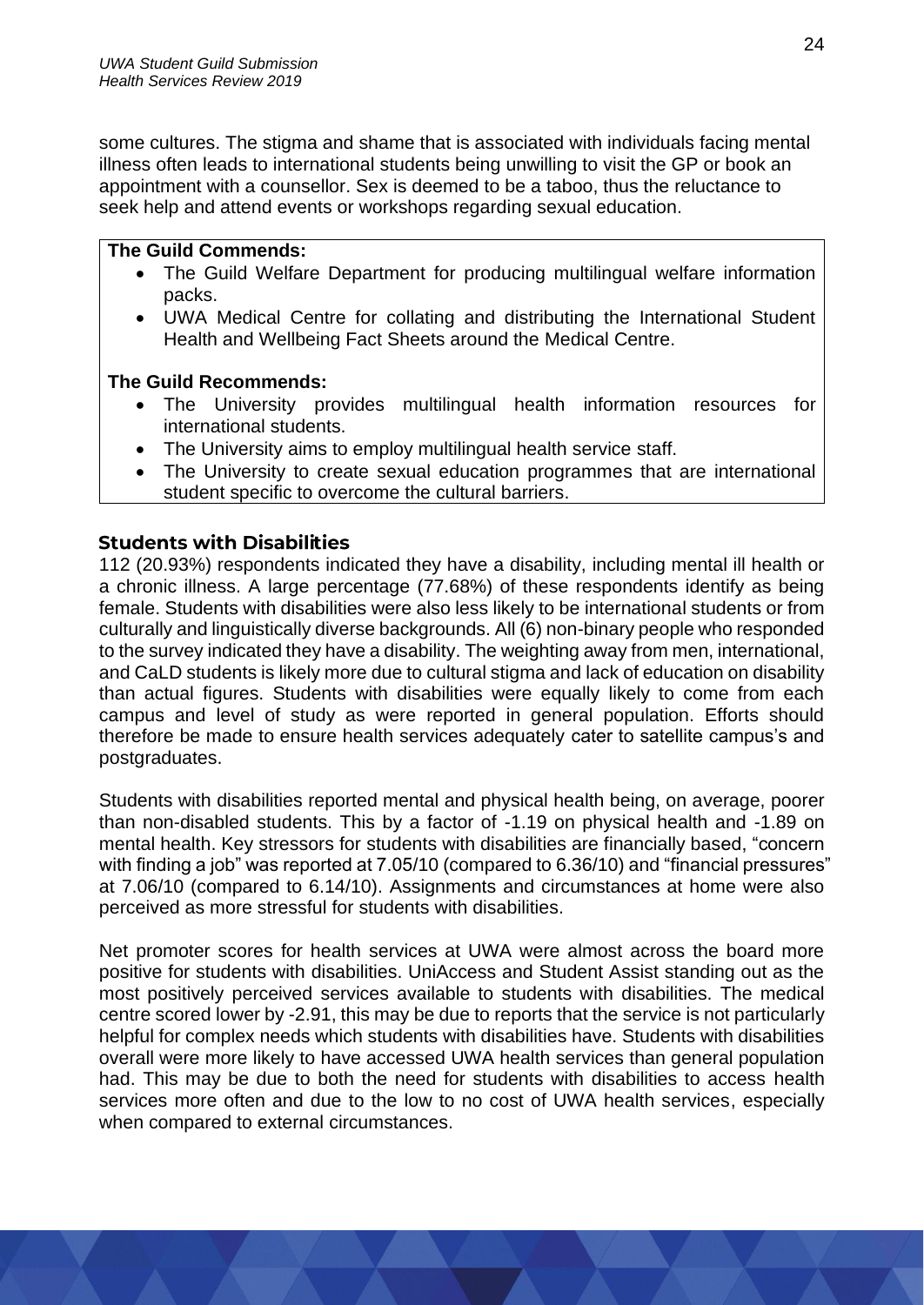some cultures. The stigma and shame that is associated with individuals facing mental illness often leads to international students being unwilling to visit the GP or book an appointment with a counsellor. Sex is deemed to be a taboo, thus the reluctance to seek help and attend events or workshops regarding sexual education.

**The Guild Commends:**

- The Guild Welfare Department for producing multilingual welfare information packs.
- UWA Medical Centre for collating and distributing the International Student Health and Wellbeing Fact Sheets around the Medical Centre.

**The Guild Recommends:**

- The University provides multilingual health information resources for international students.
- The University aims to employ multilingual health service staff.
- The University to create sexual education programmes that are international student specific to overcome the cultural barriers.

## Students with Disabilities

112 (20.93%) respondents indicated they have a disability, including mental ill health or a chronic illness. A large percentage (77.68%) of these respondents identify as being female. Students with disabilities were also less likely to be international students or from culturally and linguistically diverse backgrounds. All (6) non-binary people who responded to the survey indicated they have a disability. The weighting away from men, international, and CaLD students is likely more due to cultural stigma and lack of education on disability than actual figures. Students with disabilities were equally likely to come from each campus and level of study as were reported in general population. Efforts should therefore be made to ensure health services adequately cater to satellite campus's and postgraduates.

Students with disabilities reported mental and physical health being, on average, poorer than non-disabled students. This by a factor of -1.19 on physical health and -1.89 on mental health. Key stressors for students with disabilities are financially based, "concern with finding a job" was reported at 7.05/10 (compared to 6.36/10) and "financial pressures" at 7.06/10 (compared to 6.14/10). Assignments and circumstances at home were also perceived as more stressful for students with disabilities.

Net promoter scores for health services at UWA were almost across the board more positive for students with disabilities. UniAccess and Student Assist standing out as the most positively perceived services available to students with disabilities. The medical centre scored lower by -2.91, this may be due to reports that the service is not particularly helpful for complex needs which students with disabilities have. Students with disabilities overall were more likely to have accessed UWA health services than general population had. This may be due to both the need for students with disabilities to access health services more often and due to the low to no cost of UWA health services, especially when compared to external circumstances.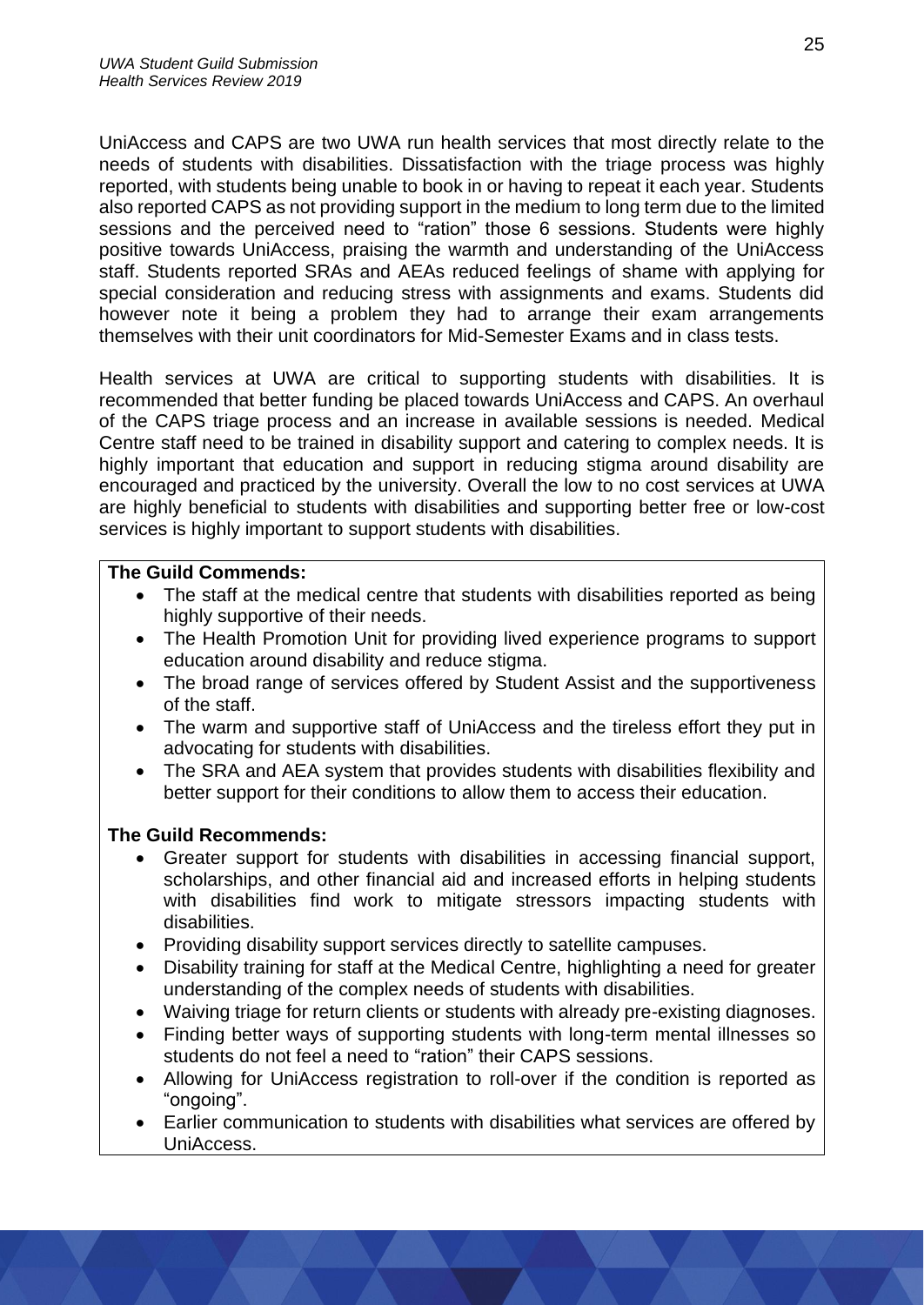UniAccess and CAPS are two UWA run health services that most directly relate to the needs of students with disabilities. Dissatisfaction with the triage process was highly reported, with students being unable to book in or having to repeat it each year. Students also reported CAPS as not providing support in the medium to long term due to the limited sessions and the perceived need to "ration" those 6 sessions. Students were highly positive towards UniAccess, praising the warmth and understanding of the UniAccess staff. Students reported SRAs and AEAs reduced feelings of shame with applying for special consideration and reducing stress with assignments and exams. Students did however note it being a problem they had to arrange their exam arrangements themselves with their unit coordinators for Mid-Semester Exams and in class tests.

Health services at UWA are critical to supporting students with disabilities. It is recommended that better funding be placed towards UniAccess and CAPS. An overhaul of the CAPS triage process and an increase in available sessions is needed. Medical Centre staff need to be trained in disability support and catering to complex needs. It is highly important that education and support in reducing stigma around disability are encouraged and practiced by the university. Overall the low to no cost services at UWA are highly beneficial to students with disabilities and supporting better free or low-cost services is highly important to support students with disabilities.

**The Guild Commends:**

- The staff at the medical centre that students with disabilities reported as being highly supportive of their needs.
- The Health Promotion Unit for providing lived experience programs to support education around disability and reduce stigma.
- The broad range of services offered by Student Assist and the supportiveness of the staff.
- The warm and supportive staff of UniAccess and the tireless effort they put in advocating for students with disabilities.
- The SRA and AEA system that provides students with disabilities flexibility and better support for their conditions to allow them to access their education.

**The Guild Recommends:**

- Greater support for students with disabilities in accessing financial support, scholarships, and other financial aid and increased efforts in helping students with disabilities find work to mitigate stressors impacting students with disabilities.
- Providing disability support services directly to satellite campuses.
- Disability training for staff at the Medical Centre, highlighting a need for greater understanding of the complex needs of students with disabilities.
- Waiving triage for return clients or students with already pre-existing diagnoses.
- Finding better ways of supporting students with long-term mental illnesses so students do not feel a need to "ration" their CAPS sessions.
- Allowing for UniAccess registration to roll-over if the condition is reported as "ongoing".
- Earlier communication to students with disabilities what services are offered by UniAccess.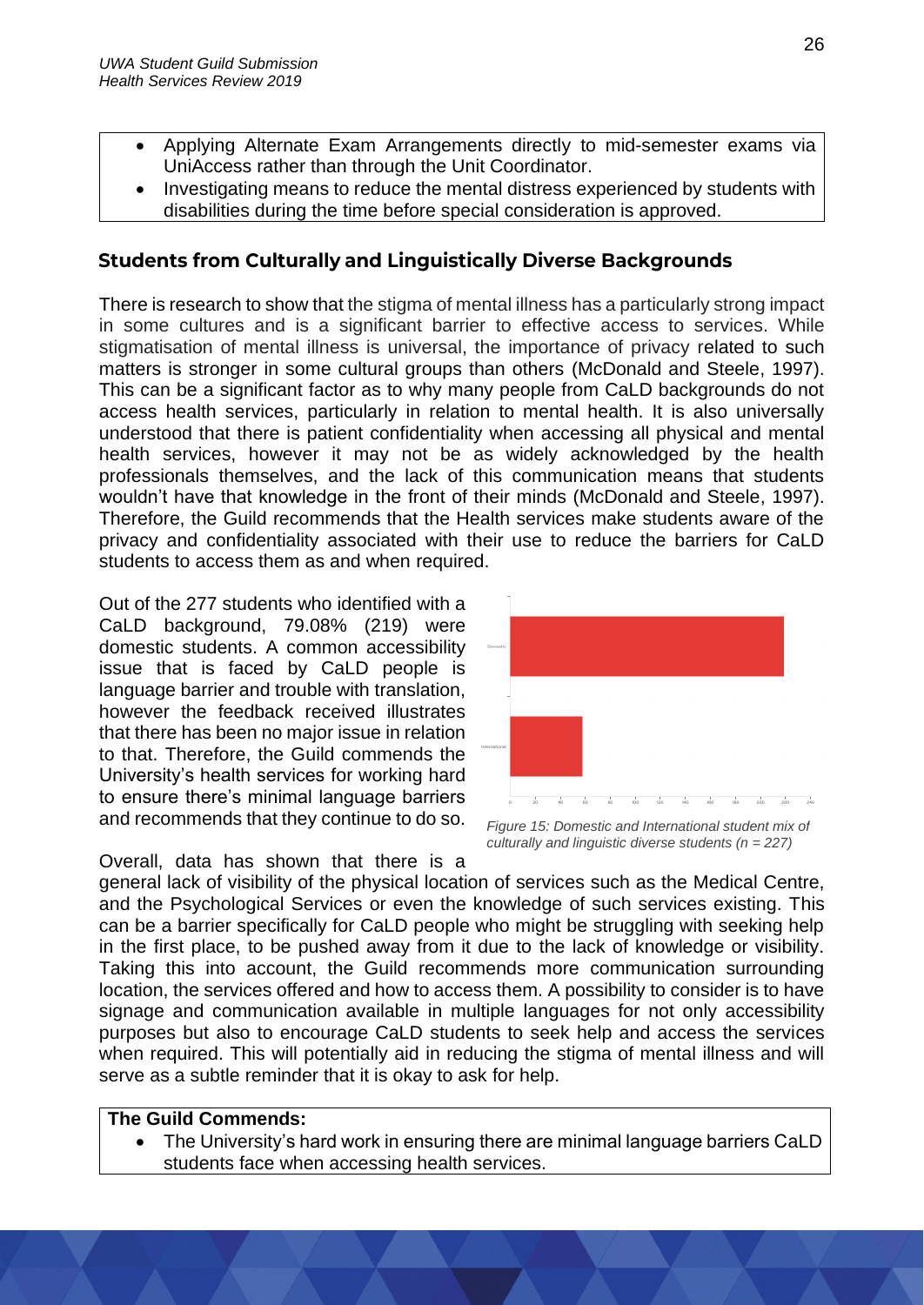- Applying Alternate Exam Arrangements directly to mid-semester exams via UniAccess rather than through the Unit Coordinator.
- Investigating means to reduce the mental distress experienced by students with disabilities during the time before special consideration is approved.

## Students from Culturally and Linguistically Diverse Backgrounds

There is research to show that the stigma of mental illness has a particularly strong impact in some cultures and is a significant barrier to effective access to services. While stigmatisation of mental illness is universal, the importance of privacy related to such matters is stronger in some cultural groups than others (McDonald and Steele, 1997). This can be a significant factor as to why many people from CaLD backgrounds do not access health services, particularly in relation to mental health. It is also universally understood that there is patient confidentiality when accessing all physical and mental health services, however it may not be as widely acknowledged by the health professionals themselves, and the lack of this communication means that students wouldn't have that knowledge in the front of their minds (McDonald and Steele, 1997). Therefore, the Guild recommends that the Health services make students aware of the privacy and confidentiality associated with their use to reduce the barriers for CaLD students to access them as and when required.

Out of the 277 students who identified with a CaLD background, 79.08% (219) were domestic students. A common accessibility issue that is faced by CaLD people is language barrier and trouble with translation, however the feedback received illustrates that there has been no major issue in relation to that. Therefore, the Guild commends the University's health services for working hard to ensure there's minimal language barriers and recommends that they continue to do so.

*Figure 15: Domestic and International student mix of culturally and linguistic diverse students (n = 227)*

Overall, data has shown that there is a general lack of visibility of the physical location of services such as the Medical Centre, and the Psychological Services or even the knowledge of such services existing. This can be a barrier specifically for CaLD people who might be struggling with seeking help in the first place, to be pushed away from it due to the lack of knowledge or visibility. Taking this into account, the Guild recommends more communication surrounding location, the services offered and how to access them. A possibility to consider is to have signage and communication available in multiple languages for not only accessibility purposes but also to encourage CaLD students to seek help and access the services when required. This will potentially aid in reducing the stigma of mental illness and will serve as a subtle reminder that it is okay to ask for help.

**The Guild Commends:**

- The University's hard work in ensuring there are minimal language barriers CaLD students face when accessing health services.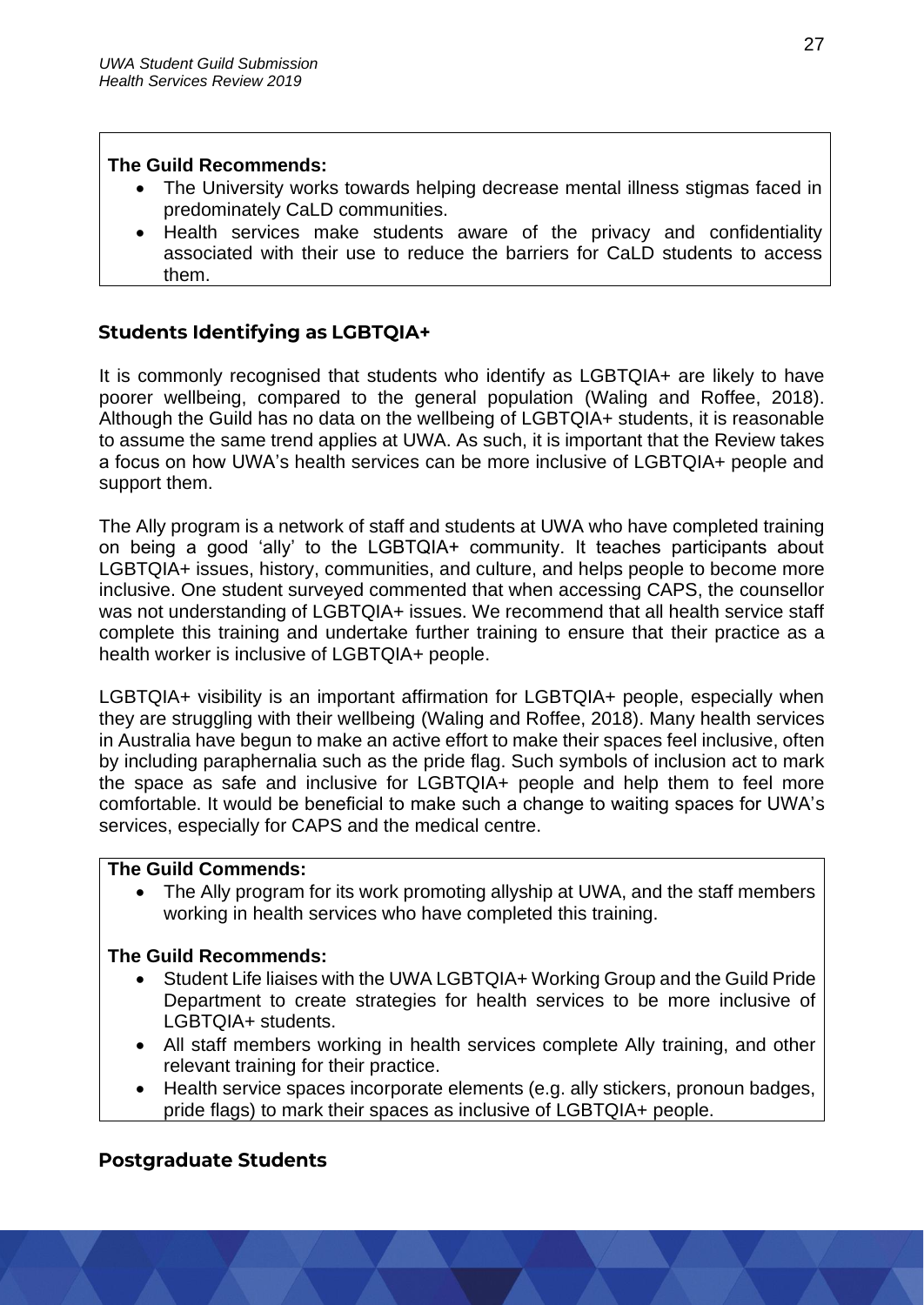**The Guild Recommends:**

- The University works towards helping decrease mental illness stigmas faced in predominately CaLD communities.
- Health services make students aware of the privacy and confidentiality associated with their use to reduce the barriers for CaLD students to access them.

## Students Identifying as LGBTQIA+

It is commonly recognised that students who identify as LGBTQIA+ are likely to have poorer wellbeing, compared to the general population (Waling and Roffee, 2018). Although the Guild has no data on the wellbeing of LGBTQIA+ students, it is reasonable to assume the same trend applies at UWA. As such, it is important that the Review takes a focus on how UWA's health services can be more inclusive of LGBTQIA+ people and support them.

The Ally program is a network of staff and students at UWA who have completed training on being a good 'ally' to the LGBTQIA+ community. It teaches participants about LGBTQIA+ issues, history, communities, and culture, and helps people to become more inclusive. One student surveyed commented that when accessing CAPS, the counsellor was not understanding of LGBTQIA+ issues. We recommend that all health service staff complete this training and undertake further training to ensure that their practice as a health worker is inclusive of LGBTQIA+ people.

LGBTQIA+ visibility is an important affirmation for LGBTQIA+ people, especially when they are struggling with their wellbeing (Waling and Roffee, 2018). Many health services in Australia have begun to make an active effort to make their spaces feel inclusive, often by including paraphernalia such as the pride flag. Such symbols of inclusion act to mark the space as safe and inclusive for LGBTQIA+ people and help them to feel more comfortable. It would be beneficial to make such a change to waiting spaces for UWA's services, especially for CAPS and the medical centre.

**The Guild Commends:**

- The Ally program for its work promoting allyship at UWA, and the staff members working in health services who have completed this training.

**The Guild Recommends:**

- Student Life liaises with the UWA LGBTQIA+ Working Group and the Guild Pride Department to create strategies for health services to be more inclusive of LGBTQIA+ students.
- All staff members working in health services complete Ally training, and other relevant training for their practice.
- Health service spaces incorporate elements (e.g. ally stickers, pronoun badges, pride flags) to mark their spaces as inclusive of LGBTQIA+ people.

## Postgraduate Students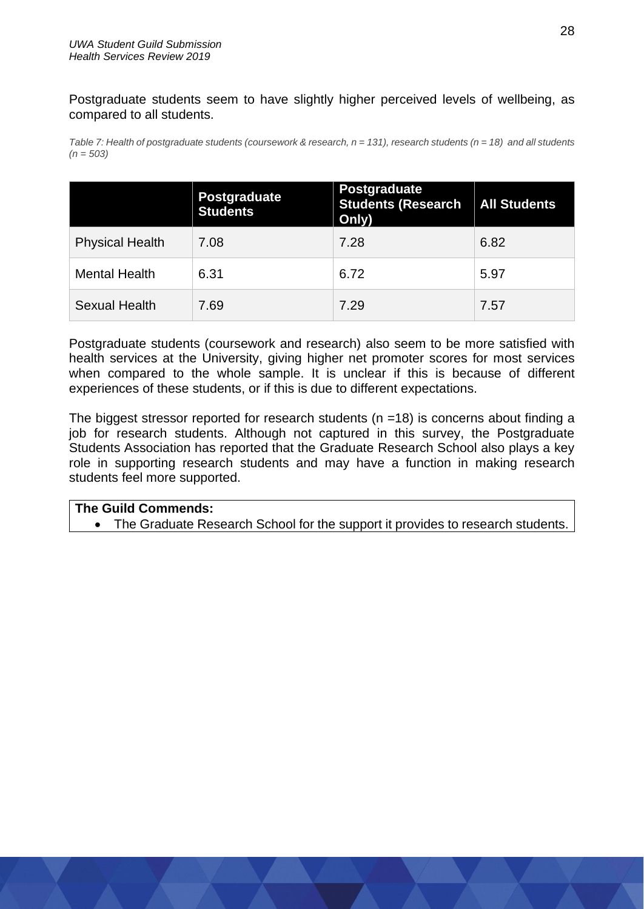Postgraduate students seem to have slightly higher perceived levels of wellbeing, as compared to all students.

*Table 7: Health of postgraduate students (coursework & research, n = 131), research students (n = 18) and all students (n = 503)*

| | Postgraduate Students | Postgraduate Students (Research Only) | All Students |
|---|---|---|---|
| Physical Health | 7.08 | 7.28 | 6.82 |
| Mental Health | 6.31 | 6.72 | 5.97 |
| Sexual Health | 7.69 | 7.29 | 7.57 |

Postgraduate students (coursework and research) also seem to be more satisfied with health services at the University, giving higher net promoter scores for most services when compared to the whole sample. It is unclear if this is because of different experiences of these students, or if this is due to different expectations.

The biggest stressor reported for research students (n =18) is concerns about finding a job for research students. Although not captured in this survey, the Postgraduate Students Association has reported that the Graduate Research School also plays a key role in supporting research students and may have a function in making research students feel more supported.

**The Guild Commends:**

- The Graduate Research School for the support it provides to research students.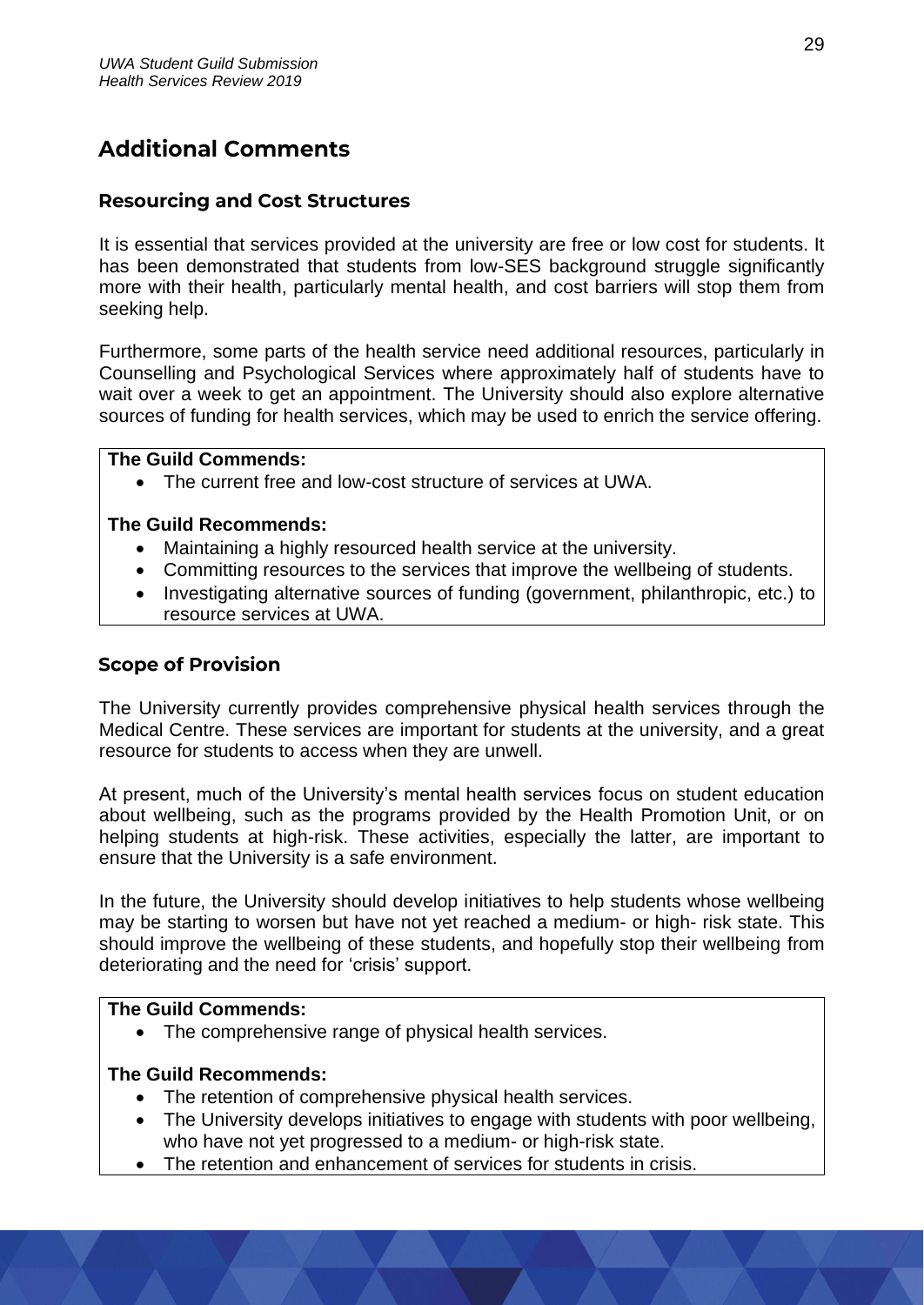## Additional Comments

### Resourcing and Cost Structures

It is essential that services provided at the university are free or low cost for students. It has been demonstrated that students from low-SES background struggle significantly more with their health, particularly mental health, and cost barriers will stop them from seeking help.

Furthermore, some parts of the health service need additional resources, particularly in Counselling and Psychological Services where approximately half of students have to wait over a week to get an appointment. The University should also explore alternative sources of funding for health services, which may be used to enrich the service offering.

**The Guild Commends:**

- The current free and low-cost structure of services at UWA.

**The Guild Recommends:**

- Maintaining a highly resourced health service at the university.
- Committing resources to the services that improve the wellbeing of students.
- Investigating alternative sources of funding (government, philanthropic, etc.) to resource services at UWA.

### Scope of Provision

The University currently provides comprehensive physical health services through the Medical Centre. These services are important for students at the university, and a great resource for students to access when they are unwell.

At present, much of the University's mental health services focus on student education about wellbeing, such as the programs provided by the Health Promotion Unit, or on helping students at high-risk. These activities, especially the latter, are important to ensure that the University is a safe environment.

In the future, the University should develop initiatives to help students whose wellbeing may be starting to worsen but have not yet reached a medium- or high- risk state. This should improve the wellbeing of these students, and hopefully stop their wellbeing from deteriorating and the need for 'crisis' support.

**The Guild Commends:**

- The comprehensive range of physical health services.

**The Guild Recommends:**

- The retention of comprehensive physical health services.
- The University develops initiatives to engage with students with poor wellbeing, who have not yet progressed to a medium- or high-risk state.
- The retention and enhancement of services for students in crisis.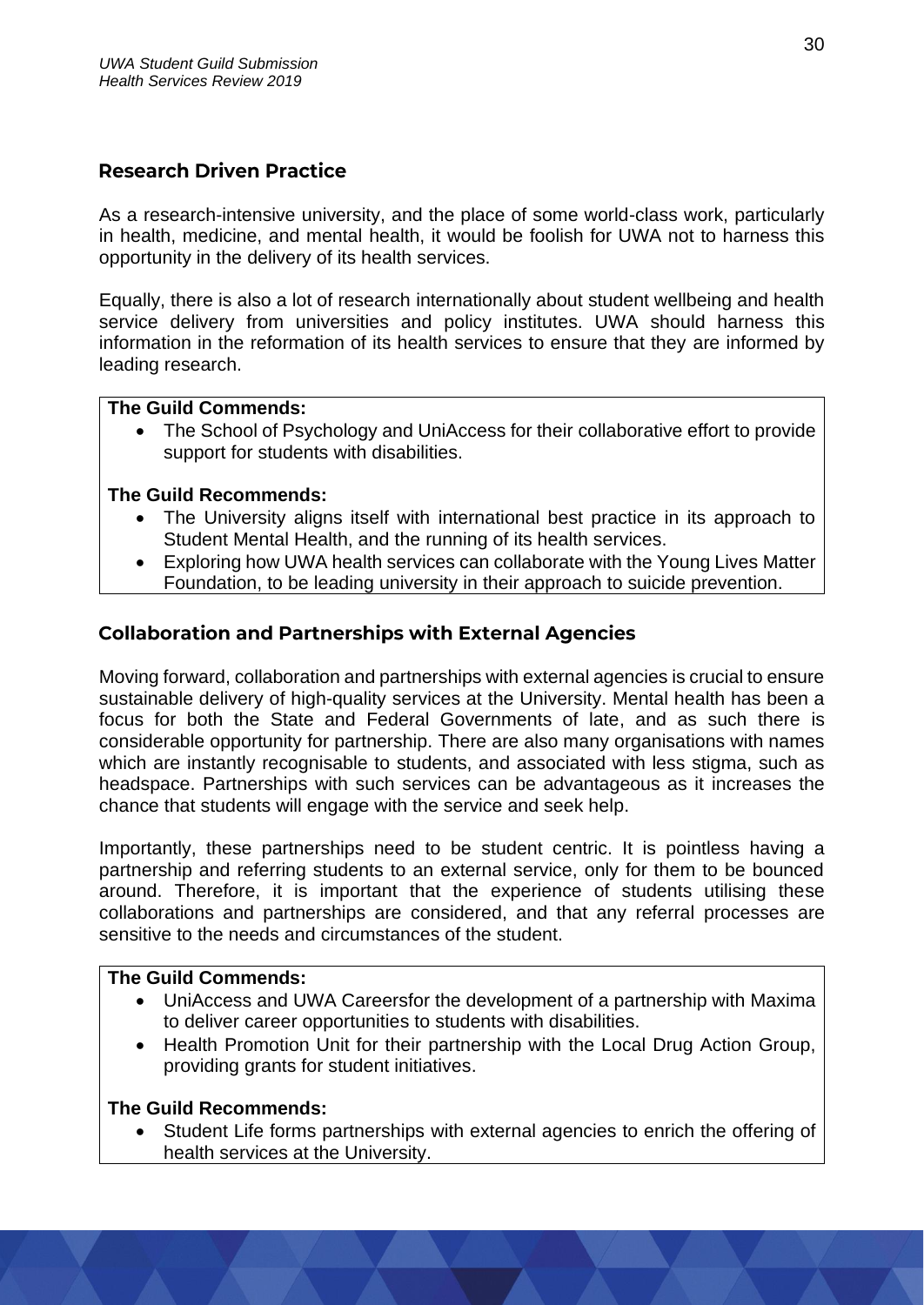## Research Driven Practice

As a research-intensive university, and the place of some world-class work, particularly in health, medicine, and mental health, it would be foolish for UWA not to harness this opportunity in the delivery of its health services.

Equally, there is also a lot of research internationally about student wellbeing and health service delivery from universities and policy institutes. UWA should harness this information in the reformation of its health services to ensure that they are informed by leading research.

**The Guild Commends:**

- The School of Psychology and UniAccess for their collaborative effort to provide support for students with disabilities.

**The Guild Recommends:**

- The University aligns itself with international best practice in its approach to Student Mental Health, and the running of its health services.
- Exploring how UWA health services can collaborate with the Young Lives Matter Foundation, to be leading university in their approach to suicide prevention.

## Collaboration and Partnerships with External Agencies

Moving forward, collaboration and partnerships with external agencies is crucial to ensure sustainable delivery of high-quality services at the University. Mental health has been a focus for both the State and Federal Governments of late, and as such there is considerable opportunity for partnership. There are also many organisations with names which are instantly recognisable to students, and associated with less stigma, such as headspace. Partnerships with such services can be advantageous as it increases the chance that students will engage with the service and seek help.

Importantly, these partnerships need to be student centric. It is pointless having a partnership and referring students to an external service, only for them to be bounced around. Therefore, it is important that the experience of students utilising these collaborations and partnerships are considered, and that any referral processes are sensitive to the needs and circumstances of the student.

**The Guild Commends:**

- UniAccess and UWA Careersfor the development of a partnership with Maxima to deliver career opportunities to students with disabilities.
- Health Promotion Unit for their partnership with the Local Drug Action Group, providing grants for student initiatives.

**The Guild Recommends:**

- Student Life forms partnerships with external agencies to enrich the offering of health services at the University.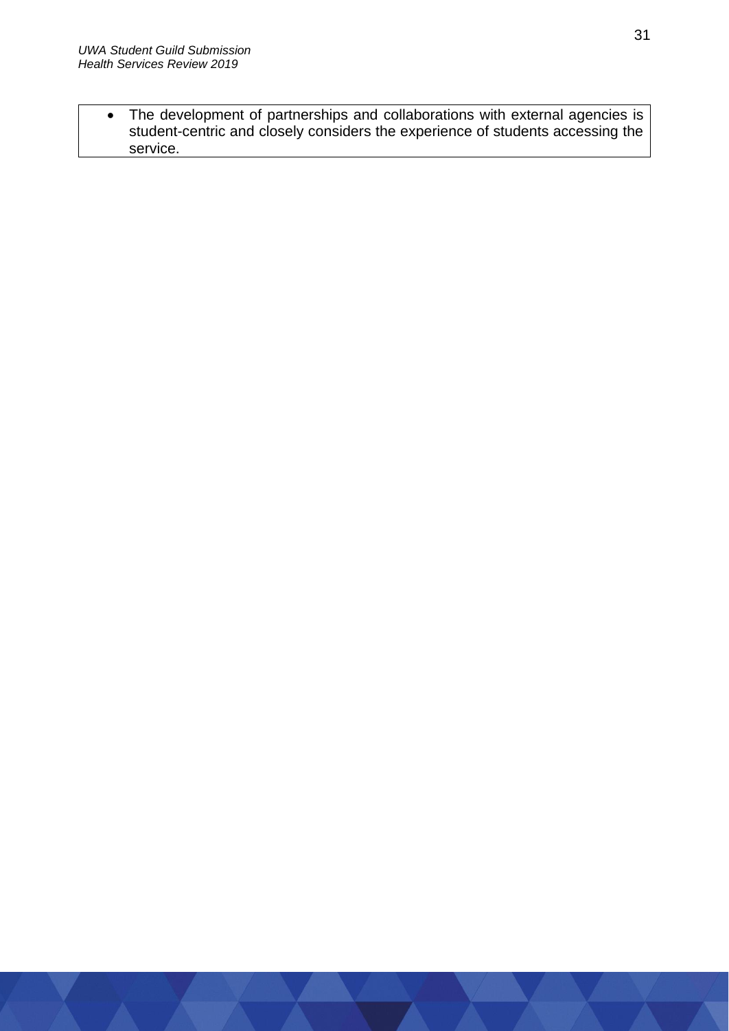- The development of partnerships and collaborations with external agencies is student-centric and closely considers the experience of students accessing the service.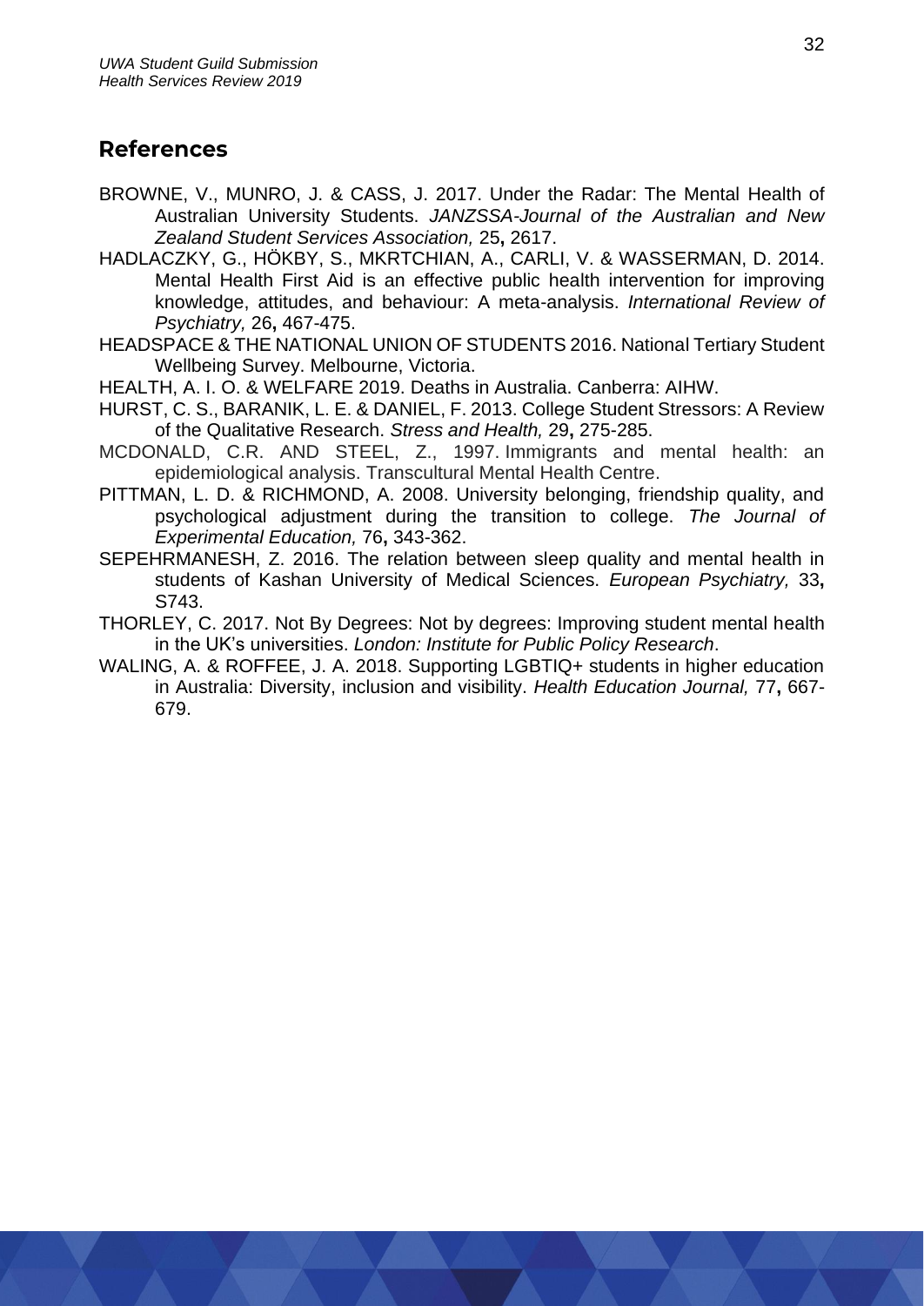## References

BROWNE, V., MUNRO, J. & CASS, J. 2017. Under the Radar: The Mental Health of Australian University Students. *JANZSSA-Journal of the Australian and New Zealand Student Services Association,* 25**,** 2617.

HADLACZKY, G., HÖKBY, S., MKRTCHIAN, A., CARLI, V. & WASSERMAN, D. 2014. Mental Health First Aid is an effective public health intervention for improving knowledge, attitudes, and behaviour: A meta-analysis. *International Review of Psychiatry,* 26**,** 467-475.

HEADSPACE & THE NATIONAL UNION OF STUDENTS 2016. National Tertiary Student Wellbeing Survey. Melbourne, Victoria.

HEALTH, A. I. O. & WELFARE 2019. Deaths in Australia. Canberra: AIHW.

HURST, C. S., BARANIK, L. E. & DANIEL, F. 2013. College Student Stressors: A Review of the Qualitative Research. *Stress and Health,* 29**,** 275-285.

MCDONALD, C.R. AND STEEL, Z., 1997. Immigrants and mental health: an epidemiological analysis. Transcultural Mental Health Centre.

PITTMAN, L. D. & RICHMOND, A. 2008. University belonging, friendship quality, and psychological adjustment during the transition to college. *The Journal of Experimental Education,* 76**,** 343-362.

SEPEHRMANESH, Z. 2016. The relation between sleep quality and mental health in students of Kashan University of Medical Sciences. *European Psychiatry,* 33**,** S743.

THORLEY, C. 2017. Not By Degrees: Not by degrees: Improving student mental health in the UK's universities. *London: Institute for Public Policy Research*.

WALING, A. & ROFFEE, J. A. 2018. Supporting LGBTIQ+ students in higher education in Australia: Diversity, inclusion and visibility. *Health Education Journal,* 77**,** 667-679.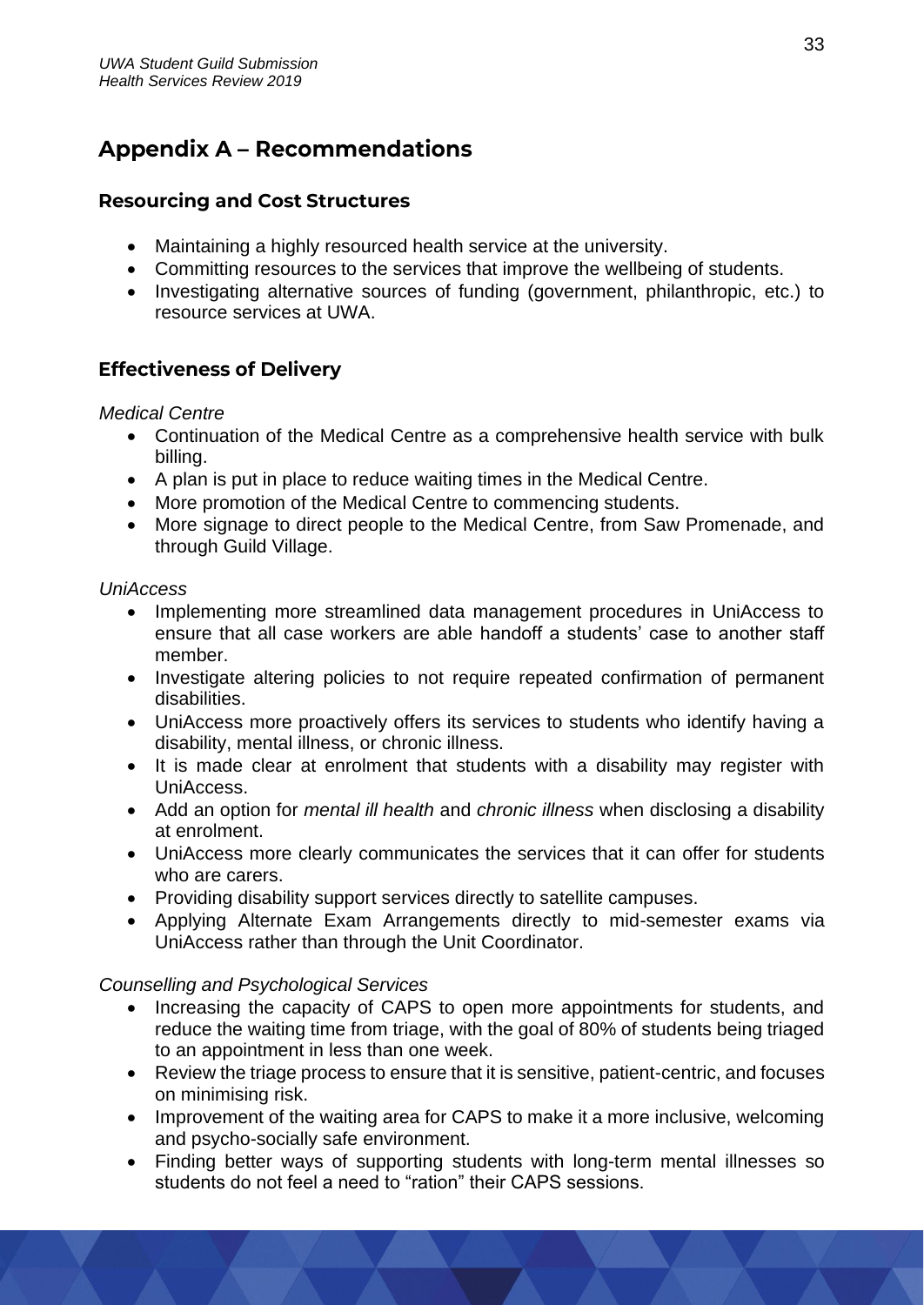## Appendix A – Recommendations

### Resourcing and Cost Structures

- Maintaining a highly resourced health service at the university.
- Committing resources to the services that improve the wellbeing of students.
- Investigating alternative sources of funding (government, philanthropic, etc.) to resource services at UWA.

### Effectiveness of Delivery

*Medical Centre*

- Continuation of the Medical Centre as a comprehensive health service with bulk billing.
- A plan is put in place to reduce waiting times in the Medical Centre.
- More promotion of the Medical Centre to commencing students.
- More signage to direct people to the Medical Centre, from Saw Promenade, and through Guild Village.

*UniAccess*

- Implementing more streamlined data management procedures in UniAccess to ensure that all case workers are able handoff a students' case to another staff member.
- Investigate altering policies to not require repeated confirmation of permanent disabilities.
- UniAccess more proactively offers its services to students who identify having a disability, mental illness, or chronic illness.
- It is made clear at enrolment that students with a disability may register with UniAccess.
- Add an option for *mental ill health* and *chronic illness* when disclosing a disability at enrolment.
- UniAccess more clearly communicates the services that it can offer for students who are carers.
- Providing disability support services directly to satellite campuses.
- Applying Alternate Exam Arrangements directly to mid-semester exams via UniAccess rather than through the Unit Coordinator.

*Counselling and Psychological Services*

- Increasing the capacity of CAPS to open more appointments for students, and reduce the waiting time from triage, with the goal of 80% of students being triaged to an appointment in less than one week.
- Review the triage process to ensure that it is sensitive, patient-centric, and focuses on minimising risk.
- Improvement of the waiting area for CAPS to make it a more inclusive, welcoming and psycho-socially safe environment.
- Finding better ways of supporting students with long-term mental illnesses so students do not feel a need to "ration" their CAPS sessions.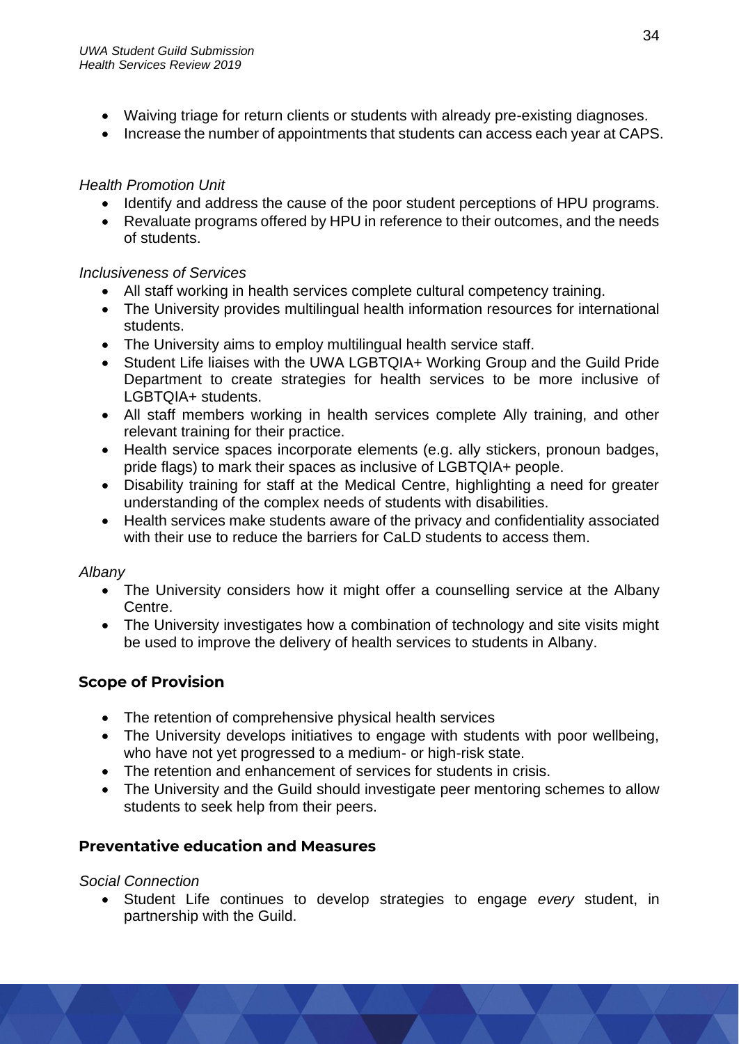- Waiving triage for return clients or students with already pre-existing diagnoses.
- Increase the number of appointments that students can access each year at CAPS.

*Health Promotion Unit*

- Identify and address the cause of the poor student perceptions of HPU programs.
- Revaluate programs offered by HPU in reference to their outcomes, and the needs of students.

*Inclusiveness of Services*

- All staff working in health services complete cultural competency training.
- The University provides multilingual health information resources for international students.
- The University aims to employ multilingual health service staff.
- Student Life liaises with the UWA LGBTQIA+ Working Group and the Guild Pride Department to create strategies for health services to be more inclusive of LGBTQIA+ students.
- All staff members working in health services complete Ally training, and other relevant training for their practice.
- Health service spaces incorporate elements (e.g. ally stickers, pronoun badges, pride flags) to mark their spaces as inclusive of LGBTQIA+ people.
- Disability training for staff at the Medical Centre, highlighting a need for greater understanding of the complex needs of students with disabilities.
- Health services make students aware of the privacy and confidentiality associated with their use to reduce the barriers for CaLD students to access them.

*Albany*

- The University considers how it might offer a counselling service at the Albany Centre.
- The University investigates how a combination of technology and site visits might be used to improve the delivery of health services to students in Albany.

### Scope of Provision

- The retention of comprehensive physical health services
- The University develops initiatives to engage with students with poor wellbeing, who have not yet progressed to a medium- or high-risk state.
- The retention and enhancement of services for students in crisis.
- The University and the Guild should investigate peer mentoring schemes to allow students to seek help from their peers.

### Preventative education and Measures

*Social Connection*

- Student Life continues to develop strategies to engage *every* student, in partnership with the Guild.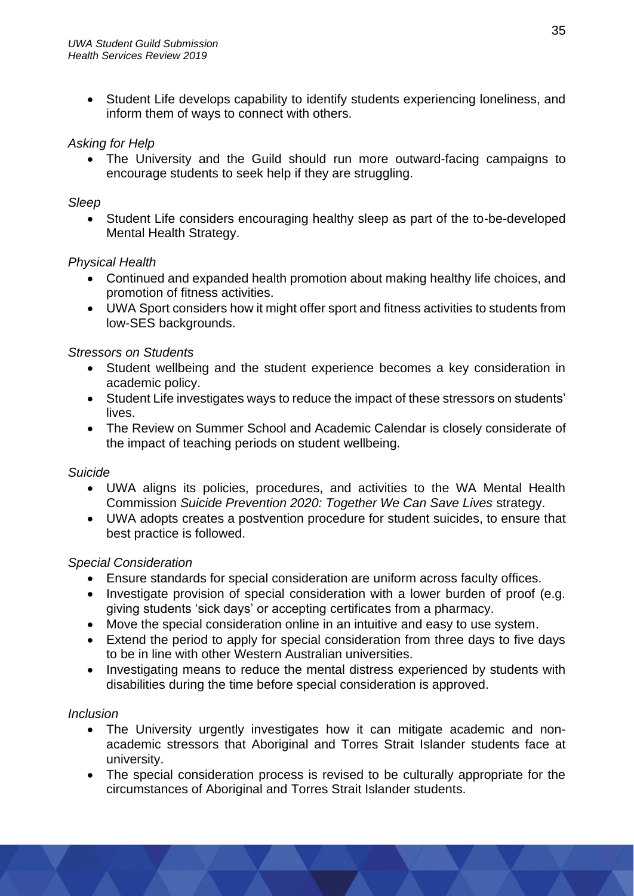- Student Life develops capability to identify students experiencing loneliness, and inform them of ways to connect with others.

*Asking for Help*

- The University and the Guild should run more outward-facing campaigns to encourage students to seek help if they are struggling.

*Sleep*

- Student Life considers encouraging healthy sleep as part of the to-be-developed Mental Health Strategy.

*Physical Health*

- Continued and expanded health promotion about making healthy life choices, and promotion of fitness activities.
- UWA Sport considers how it might offer sport and fitness activities to students from low-SES backgrounds.

*Stressors on Students*

- Student wellbeing and the student experience becomes a key consideration in academic policy.
- Student Life investigates ways to reduce the impact of these stressors on students' lives.
- The Review on Summer School and Academic Calendar is closely considerate of the impact of teaching periods on student wellbeing.

*Suicide*

- UWA aligns its policies, procedures, and activities to the WA Mental Health Commission *Suicide Prevention 2020: Together We Can Save Lives* strategy.
- UWA adopts creates a postvention procedure for student suicides, to ensure that best practice is followed.

*Special Consideration*

- Ensure standards for special consideration are uniform across faculty offices.
- Investigate provision of special consideration with a lower burden of proof (e.g. giving students 'sick days' or accepting certificates from a pharmacy.
- Move the special consideration online in an intuitive and easy to use system.
- Extend the period to apply for special consideration from three days to five days to be in line with other Western Australian universities.
- Investigating means to reduce the mental distress experienced by students with disabilities during the time before special consideration is approved.

*Inclusion*

- The University urgently investigates how it can mitigate academic and non-academic stressors that Aboriginal and Torres Strait Islander students face at university.
- The special consideration process is revised to be culturally appropriate for the circumstances of Aboriginal and Torres Strait Islander students.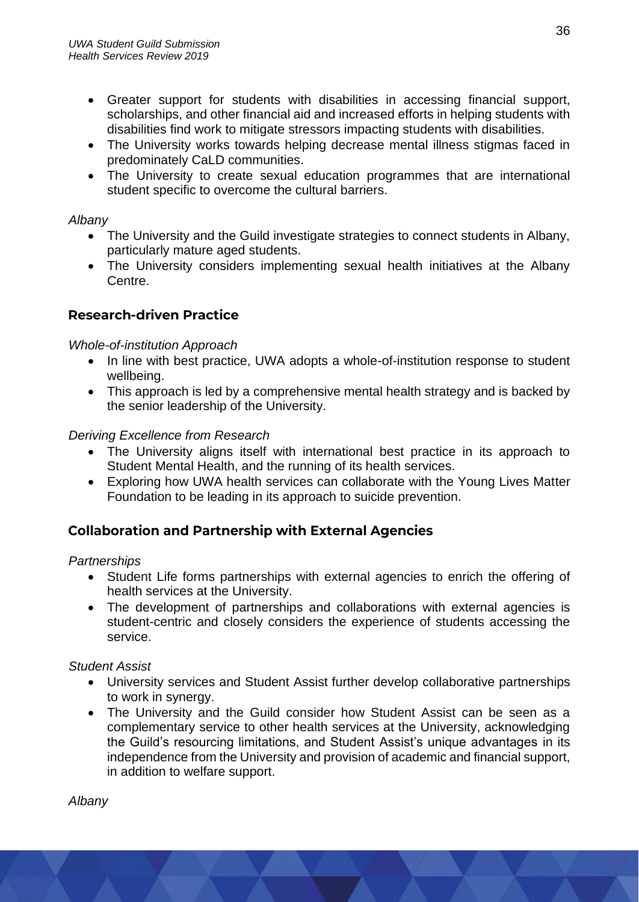- Greater support for students with disabilities in accessing financial support, scholarships, and other financial aid and increased efforts in helping students with disabilities find work to mitigate stressors impacting students with disabilities.
- The University works towards helping decrease mental illness stigmas faced in predominately CaLD communities.
- The University to create sexual education programmes that are international student specific to overcome the cultural barriers.

*Albany*

- The University and the Guild investigate strategies to connect students in Albany, particularly mature aged students.
- The University considers implementing sexual health initiatives at the Albany Centre.

## Research-driven Practice

*Whole-of-institution Approach*

- In line with best practice, UWA adopts a whole-of-institution response to student wellbeing.
- This approach is led by a comprehensive mental health strategy and is backed by the senior leadership of the University.

*Deriving Excellence from Research*

- The University aligns itself with international best practice in its approach to Student Mental Health, and the running of its health services.
- Exploring how UWA health services can collaborate with the Young Lives Matter Foundation to be leading in its approach to suicide prevention.

## Collaboration and Partnership with External Agencies

*Partnerships*

- Student Life forms partnerships with external agencies to enrich the offering of health services at the University.
- The development of partnerships and collaborations with external agencies is student-centric and closely considers the experience of students accessing the service.

*Student Assist*

- University services and Student Assist further develop collaborative partnerships to work in synergy.
- The University and the Guild consider how Student Assist can be seen as a complementary service to other health services at the University, acknowledging the Guild's resourcing limitations, and Student Assist's unique advantages in its independence from the University and provision of academic and financial support, in addition to welfare support.

*Albany*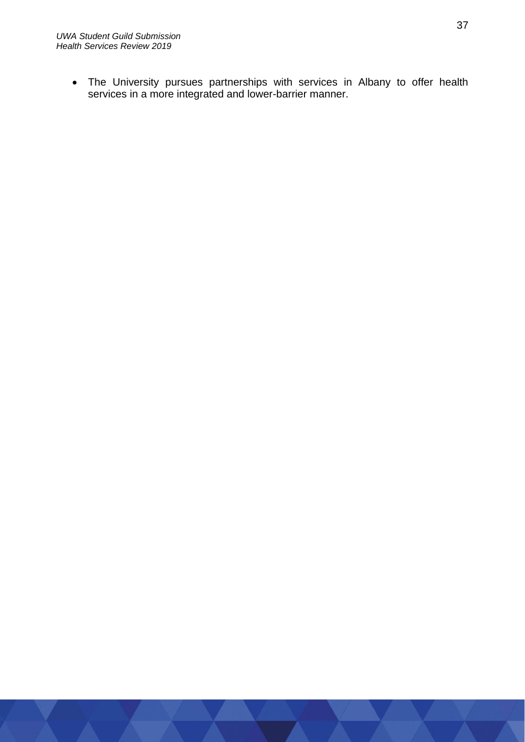- The University pursues partnerships with services in Albany to offer health services in a more integrated and lower-barrier manner.